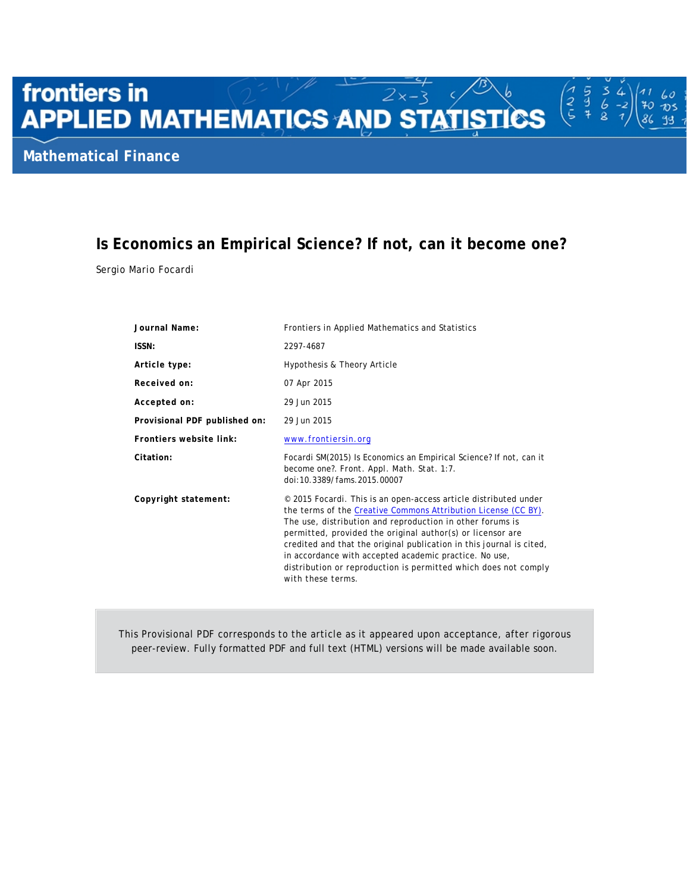frontiers in
APPLIED MATHEMATICS AND STATISTICS

Mathematical Finance

# Is Economics an Empirical Science? If not, can it become one?

Sergio Mario Focardi

| | |
|---|---|
| **Journal Name:** | Frontiers in Applied Mathematics and Statistics |
| **ISSN:** | 2297-4687 |
| **Article type:** | Hypothesis & Theory Article |
| **Received on:** | 07 Apr 2015 |
| **Accepted on:** | 29 Jun 2015 |
| **Provisional PDF published on:** | 29 Jun 2015 |
| **Frontiers website link:** | www.frontiersin.org |
| **Citation:** | Focardi SM(2015) Is Economics an Empirical Science? If not, can it become one?. Front. Appl. Math. Stat. 1:7. doi:10.3389/fams.2015.00007 |
| **Copyright statement:** | © 2015 Focardi. This is an open-access article distributed under the terms of the Creative Commons Attribution License (CC BY). The use, distribution and reproduction in other forums is permitted, provided the original author(s) or licensor are credited and that the original publication in this journal is cited, in accordance with accepted academic practice. No use, distribution or reproduction is permitted which does not comply with these terms. |

This Provisional PDF corresponds to the article as it appeared upon acceptance, after rigorous peer-review. Fully formatted PDF and full text (HTML) versions will be made available soon.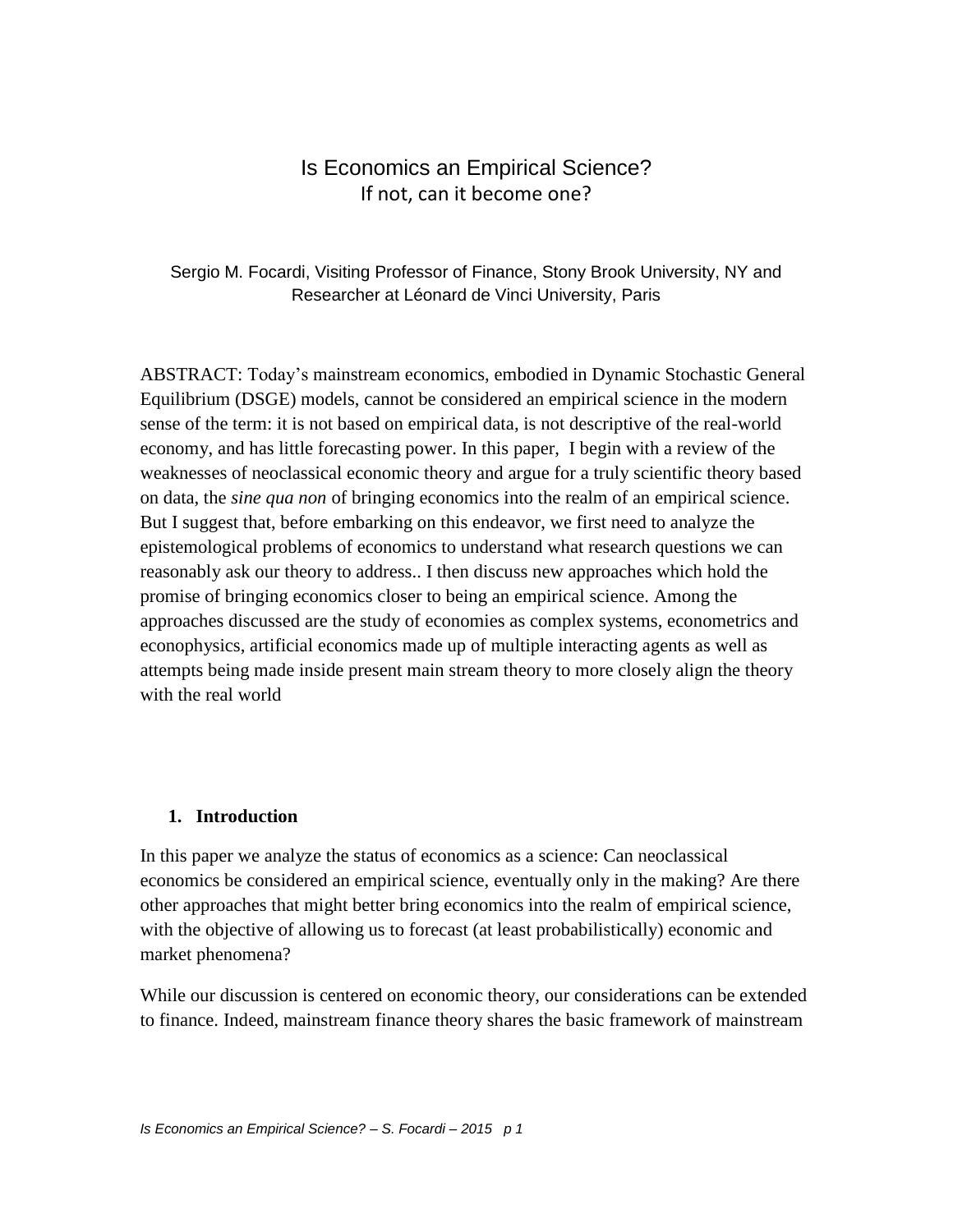# Is Economics an Empirical Science?

## If not, can it become one?

Sergio M. Focardi, Visiting Professor of Finance, Stony Brook University, NY and Researcher at Léonard de Vinci University, Paris

ABSTRACT: Today's mainstream economics, embodied in Dynamic Stochastic General Equilibrium (DSGE) models, cannot be considered an empirical science in the modern sense of the term: it is not based on empirical data, is not descriptive of the real-world economy, and has little forecasting power. In this paper, I begin with a review of the weaknesses of neoclassical economic theory and argue for a truly scientific theory based on data, the *sine qua non* of bringing economics into the realm of an empirical science. But I suggest that, before embarking on this endeavor, we first need to analyze the epistemological problems of economics to understand what research questions we can reasonably ask our theory to address.. I then discuss new approaches which hold the promise of bringing economics closer to being an empirical science. Among the approaches discussed are the study of economies as complex systems, econometrics and econophysics, artificial economics made up of multiple interacting agents as well as attempts being made inside present main stream theory to more closely align the theory with the real world

## 1. Introduction

In this paper we analyze the status of economics as a science: Can neoclassical economics be considered an empirical science, eventually only in the making? Are there other approaches that might better bring economics into the realm of empirical science, with the objective of allowing us to forecast (at least probabilistically) economic and market phenomena?

While our discussion is centered on economic theory, our considerations can be extended to finance. Indeed, mainstream finance theory shares the basic framework of mainstream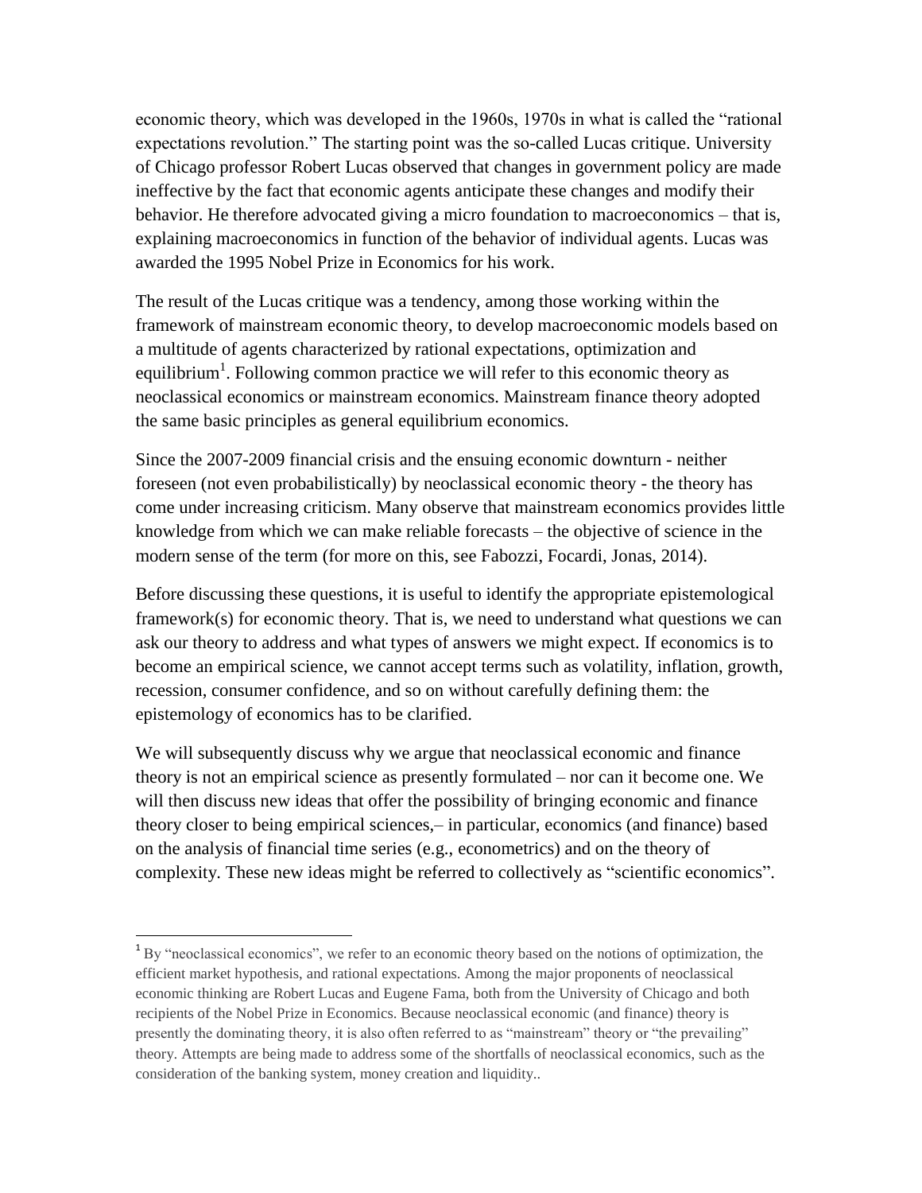economic theory, which was developed in the 1960s, 1970s in what is called the "rational expectations revolution." The starting point was the so-called Lucas critique. University of Chicago professor Robert Lucas observed that changes in government policy are made ineffective by the fact that economic agents anticipate these changes and modify their behavior. He therefore advocated giving a micro foundation to macroeconomics – that is, explaining macroeconomics in function of the behavior of individual agents. Lucas was awarded the 1995 Nobel Prize in Economics for his work.

The result of the Lucas critique was a tendency, among those working within the framework of mainstream economic theory, to develop macroeconomic models based on a multitude of agents characterized by rational expectations, optimization and equilibrium[1]. Following common practice we will refer to this economic theory as neoclassical economics or mainstream economics. Mainstream finance theory adopted the same basic principles as general equilibrium economics.

Since the 2007-2009 financial crisis and the ensuing economic downturn - neither foreseen (not even probabilistically) by neoclassical economic theory - the theory has come under increasing criticism. Many observe that mainstream economics provides little knowledge from which we can make reliable forecasts – the objective of science in the modern sense of the term (for more on this, see Fabozzi, Focardi, Jonas, 2014).

Before discussing these questions, it is useful to identify the appropriate epistemological framework(s) for economic theory. That is, we need to understand what questions we can ask our theory to address and what types of answers we might expect. If economics is to become an empirical science, we cannot accept terms such as volatility, inflation, growth, recession, consumer confidence, and so on without carefully defining them: the epistemology of economics has to be clarified.

We will subsequently discuss why we argue that neoclassical economic and finance theory is not an empirical science as presently formulated – nor can it become one. We will then discuss new ideas that offer the possibility of bringing economic and finance theory closer to being empirical sciences,– in particular, economics (and finance) based on the analysis of financial time series (e.g., econometrics) and on the theory of complexity. These new ideas might be referred to collectively as "scientific economics".

[1] By "neoclassical economics", we refer to an economic theory based on the notions of optimization, the efficient market hypothesis, and rational expectations. Among the major proponents of neoclassical economic thinking are Robert Lucas and Eugene Fama, both from the University of Chicago and both recipients of the Nobel Prize in Economics. Because neoclassical economic (and finance) theory is presently the dominating theory, it is also often referred to as "mainstream" theory or "the prevailing" theory. Attempts are being made to address some of the shortfalls of neoclassical economics, such as the consideration of the banking system, money creation and liquidity..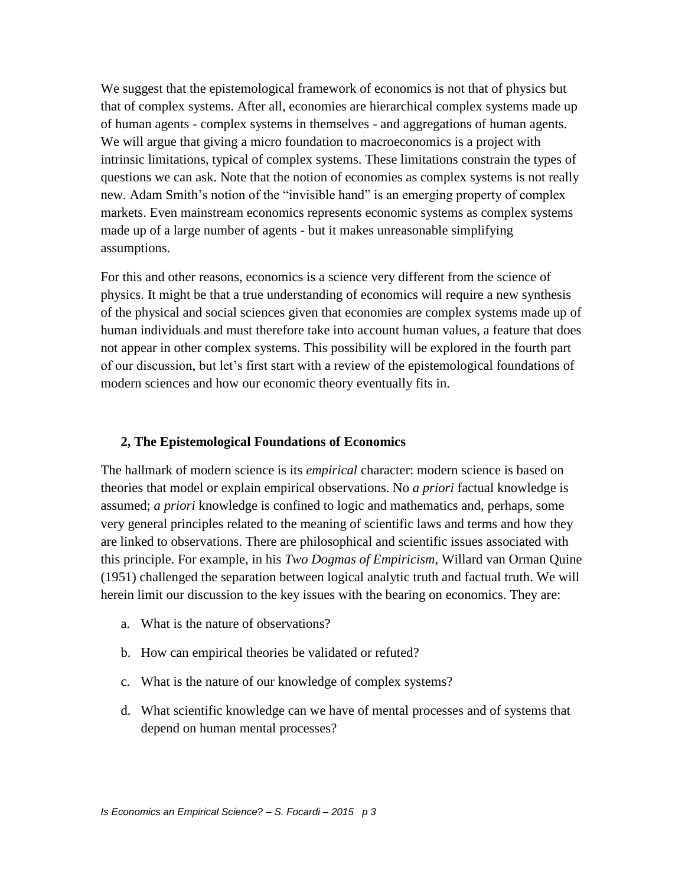We suggest that the epistemological framework of economics is not that of physics but that of complex systems. After all, economies are hierarchical complex systems made up of human agents - complex systems in themselves - and aggregations of human agents. We will argue that giving a micro foundation to macroeconomics is a project with intrinsic limitations, typical of complex systems. These limitations constrain the types of questions we can ask. Note that the notion of economies as complex systems is not really new. Adam Smith's notion of the "invisible hand" is an emerging property of complex markets. Even mainstream economics represents economic systems as complex systems made up of a large number of agents - but it makes unreasonable simplifying assumptions.

For this and other reasons, economics is a science very different from the science of physics. It might be that a true understanding of economics will require a new synthesis of the physical and social sciences given that economies are complex systems made up of human individuals and must therefore take into account human values, a feature that does not appear in other complex systems. This possibility will be explored in the fourth part of our discussion, but let's first start with a review of the epistemological foundations of modern sciences and how our economic theory eventually fits in.

## 2, The Epistemological Foundations of Economics

The hallmark of modern science is its *empirical* character: modern science is based on theories that model or explain empirical observations. No *a priori* factual knowledge is assumed; *a priori* knowledge is confined to logic and mathematics and, perhaps, some very general principles related to the meaning of scientific laws and terms and how they are linked to observations. There are philosophical and scientific issues associated with this principle. For example, in his *Two Dogmas of Empiricism*, Willard van Orman Quine (1951) challenged the separation between logical analytic truth and factual truth. We will herein limit our discussion to the key issues with the bearing on economics. They are:

a. What is the nature of observations?

b. How can empirical theories be validated or refuted?

c. What is the nature of our knowledge of complex systems?

d. What scientific knowledge can we have of mental processes and of systems that depend on human mental processes?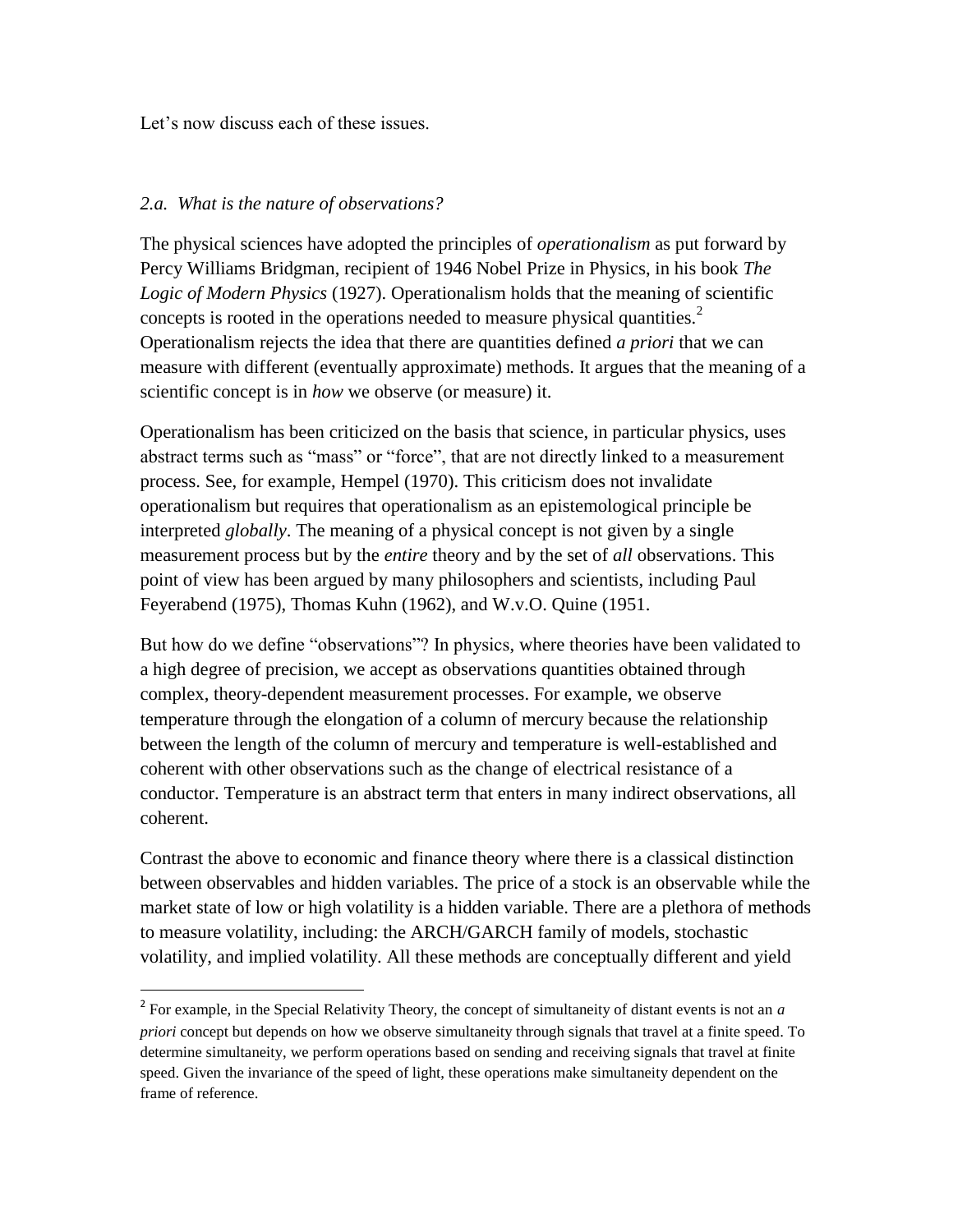Let's now discuss each of these issues.

### *2.a. What is the nature of observations?*

The physical sciences have adopted the principles of *operationalism* as put forward by Percy Williams Bridgman, recipient of 1946 Nobel Prize in Physics, in his book *The Logic of Modern Physics* (1927). Operationalism holds that the meaning of scientific concepts is rooted in the operations needed to measure physical quantities.[2] Operationalism rejects the idea that there are quantities defined *a priori* that we can measure with different (eventually approximate) methods. It argues that the meaning of a scientific concept is in *how* we observe (or measure) it.

Operationalism has been criticized on the basis that science, in particular physics, uses abstract terms such as "mass" or "force", that are not directly linked to a measurement process. See, for example, Hempel (1970). This criticism does not invalidate operationalism but requires that operationalism as an epistemological principle be interpreted *globally*. The meaning of a physical concept is not given by a single measurement process but by the *entire* theory and by the set of *all* observations. This point of view has been argued by many philosophers and scientists, including Paul Feyerabend (1975), Thomas Kuhn (1962), and W.v.O. Quine (1951.

But how do we define "observations"? In physics, where theories have been validated to a high degree of precision, we accept as observations quantities obtained through complex, theory-dependent measurement processes. For example, we observe temperature through the elongation of a column of mercury because the relationship between the length of the column of mercury and temperature is well-established and coherent with other observations such as the change of electrical resistance of a conductor. Temperature is an abstract term that enters in many indirect observations, all coherent.

Contrast the above to economic and finance theory where there is a classical distinction between observables and hidden variables. The price of a stock is an observable while the market state of low or high volatility is a hidden variable. There are a plethora of methods to measure volatility, including: the ARCH/GARCH family of models, stochastic volatility, and implied volatility. All these methods are conceptually different and yield

---

[2] For example, in the Special Relativity Theory, the concept of simultaneity of distant events is not an *a priori* concept but depends on how we observe simultaneity through signals that travel at a finite speed. To determine simultaneity, we perform operations based on sending and receiving signals that travel at finite speed. Given the invariance of the speed of light, these operations make simultaneity dependent on the frame of reference.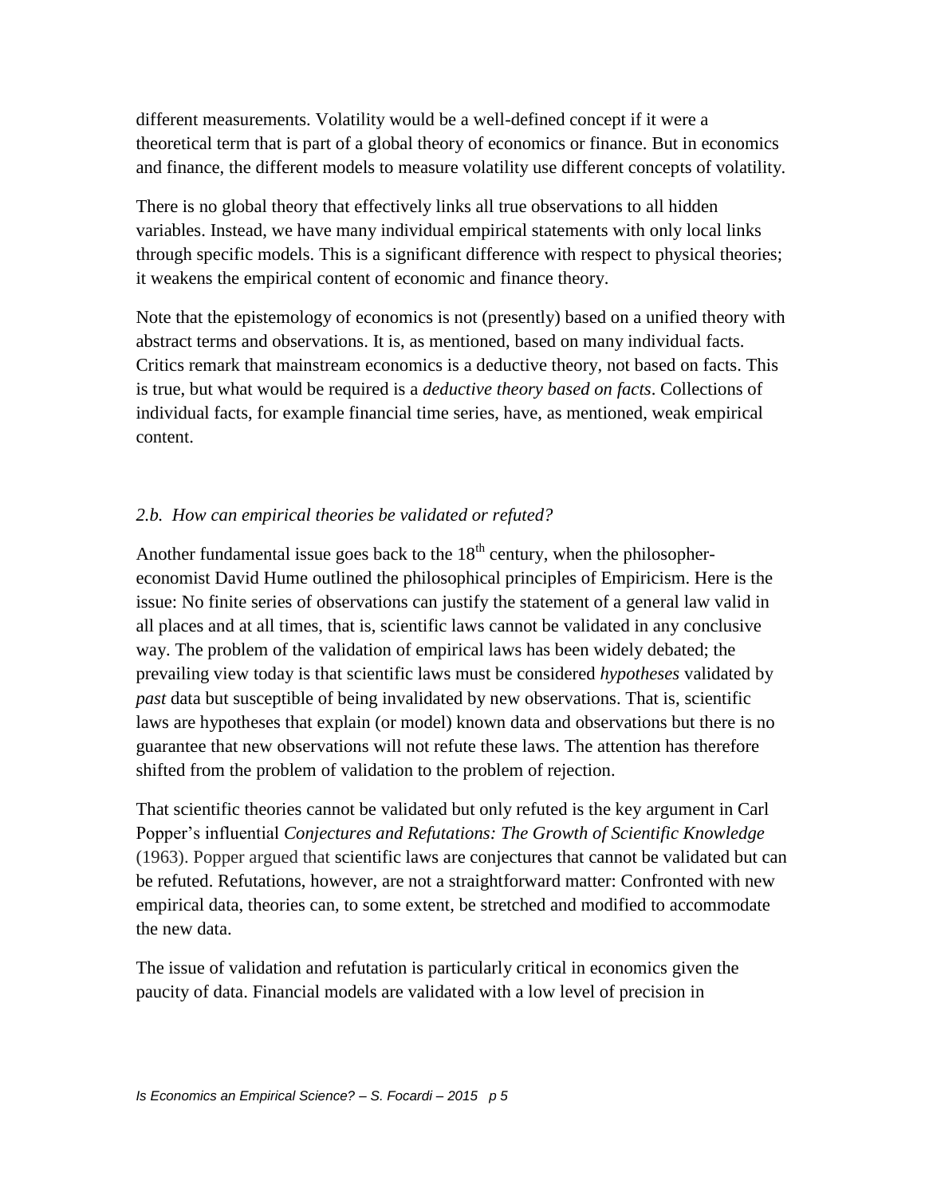different measurements. Volatility would be a well-defined concept if it were a theoretical term that is part of a global theory of economics or finance. But in economics and finance, the different models to measure volatility use different concepts of volatility.

There is no global theory that effectively links all true observations to all hidden variables. Instead, we have many individual empirical statements with only local links through specific models. This is a significant difference with respect to physical theories; it weakens the empirical content of economic and finance theory.

Note that the epistemology of economics is not (presently) based on a unified theory with abstract terms and observations. It is, as mentioned, based on many individual facts. Critics remark that mainstream economics is a deductive theory, not based on facts. This is true, but what would be required is a *deductive theory based on facts*. Collections of individual facts, for example financial time series, have, as mentioned, weak empirical content.

### *2.b. How can empirical theories be validated or refuted?*

Another fundamental issue goes back to the 18th century, when the philosopher-economist David Hume outlined the philosophical principles of Empiricism. Here is the issue: No finite series of observations can justify the statement of a general law valid in all places and at all times, that is, scientific laws cannot be validated in any conclusive way. The problem of the validation of empirical laws has been widely debated; the prevailing view today is that scientific laws must be considered *hypotheses* validated by *past* data but susceptible of being invalidated by new observations. That is, scientific laws are hypotheses that explain (or model) known data and observations but there is no guarantee that new observations will not refute these laws. The attention has therefore shifted from the problem of validation to the problem of rejection.

That scientific theories cannot be validated but only refuted is the key argument in Carl Popper's influential *Conjectures and Refutations: The Growth of Scientific Knowledge* (1963). Popper argued that scientific laws are conjectures that cannot be validated but can be refuted. Refutations, however, are not a straightforward matter: Confronted with new empirical data, theories can, to some extent, be stretched and modified to accommodate the new data.

The issue of validation and refutation is particularly critical in economics given the paucity of data. Financial models are validated with a low level of precision in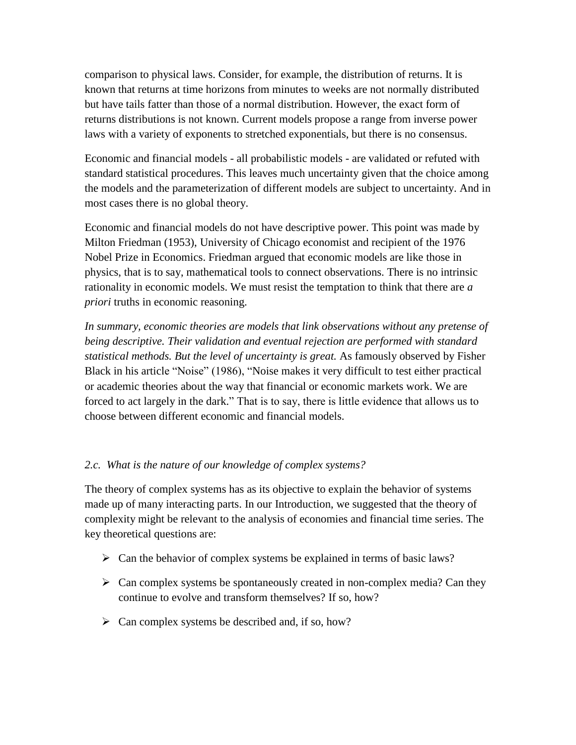comparison to physical laws. Consider, for example, the distribution of returns. It is known that returns at time horizons from minutes to weeks are not normally distributed but have tails fatter than those of a normal distribution. However, the exact form of returns distributions is not known. Current models propose a range from inverse power laws with a variety of exponents to stretched exponentials, but there is no consensus.

Economic and financial models - all probabilistic models - are validated or refuted with standard statistical procedures. This leaves much uncertainty given that the choice among the models and the parameterization of different models are subject to uncertainty. And in most cases there is no global theory.

Economic and financial models do not have descriptive power. This point was made by Milton Friedman (1953), University of Chicago economist and recipient of the 1976 Nobel Prize in Economics. Friedman argued that economic models are like those in physics, that is to say, mathematical tools to connect observations. There is no intrinsic rationality in economic models. We must resist the temptation to think that there are *a priori* truths in economic reasoning.

*In summary, economic theories are models that link observations without any pretense of being descriptive. Their validation and eventual rejection are performed with standard statistical methods. But the level of uncertainty is great.* As famously observed by Fisher Black in his article "Noise" (1986), "Noise makes it very difficult to test either practical or academic theories about the way that financial or economic markets work. We are forced to act largely in the dark." That is to say, there is little evidence that allows us to choose between different economic and financial models.

### *2.c. What is the nature of our knowledge of complex systems?*

The theory of complex systems has as its objective to explain the behavior of systems made up of many interacting parts. In our Introduction, we suggested that the theory of complexity might be relevant to the analysis of economies and financial time series. The key theoretical questions are:

- Can the behavior of complex systems be explained in terms of basic laws?
- Can complex systems be spontaneously created in non-complex media? Can they continue to evolve and transform themselves? If so, how?
- Can complex systems be described and, if so, how?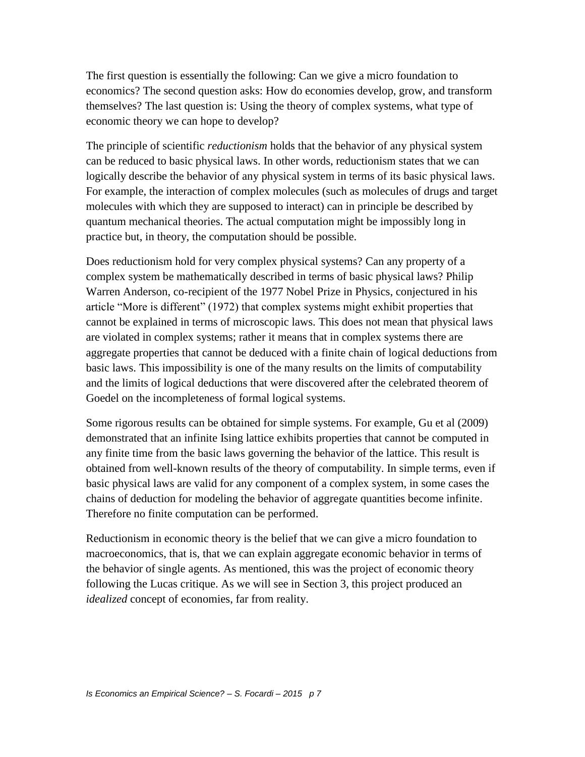The first question is essentially the following: Can we give a micro foundation to economics? The second question asks: How do economies develop, grow, and transform themselves? The last question is: Using the theory of complex systems, what type of economic theory we can hope to develop?

The principle of scientific *reductionism* holds that the behavior of any physical system can be reduced to basic physical laws. In other words, reductionism states that we can logically describe the behavior of any physical system in terms of its basic physical laws. For example, the interaction of complex molecules (such as molecules of drugs and target molecules with which they are supposed to interact) can in principle be described by quantum mechanical theories. The actual computation might be impossibly long in practice but, in theory, the computation should be possible.

Does reductionism hold for very complex physical systems? Can any property of a complex system be mathematically described in terms of basic physical laws? Philip Warren Anderson, co-recipient of the 1977 Nobel Prize in Physics, conjectured in his article "More is different" (1972) that complex systems might exhibit properties that cannot be explained in terms of microscopic laws. This does not mean that physical laws are violated in complex systems; rather it means that in complex systems there are aggregate properties that cannot be deduced with a finite chain of logical deductions from basic laws. This impossibility is one of the many results on the limits of computability and the limits of logical deductions that were discovered after the celebrated theorem of Goedel on the incompleteness of formal logical systems.

Some rigorous results can be obtained for simple systems. For example, Gu et al (2009) demonstrated that an infinite Ising lattice exhibits properties that cannot be computed in any finite time from the basic laws governing the behavior of the lattice. This result is obtained from well-known results of the theory of computability. In simple terms, even if basic physical laws are valid for any component of a complex system, in some cases the chains of deduction for modeling the behavior of aggregate quantities become infinite. Therefore no finite computation can be performed.

Reductionism in economic theory is the belief that we can give a micro foundation to macroeconomics, that is, that we can explain aggregate economic behavior in terms of the behavior of single agents. As mentioned, this was the project of economic theory following the Lucas critique. As we will see in Section 3, this project produced an *idealized* concept of economies, far from reality.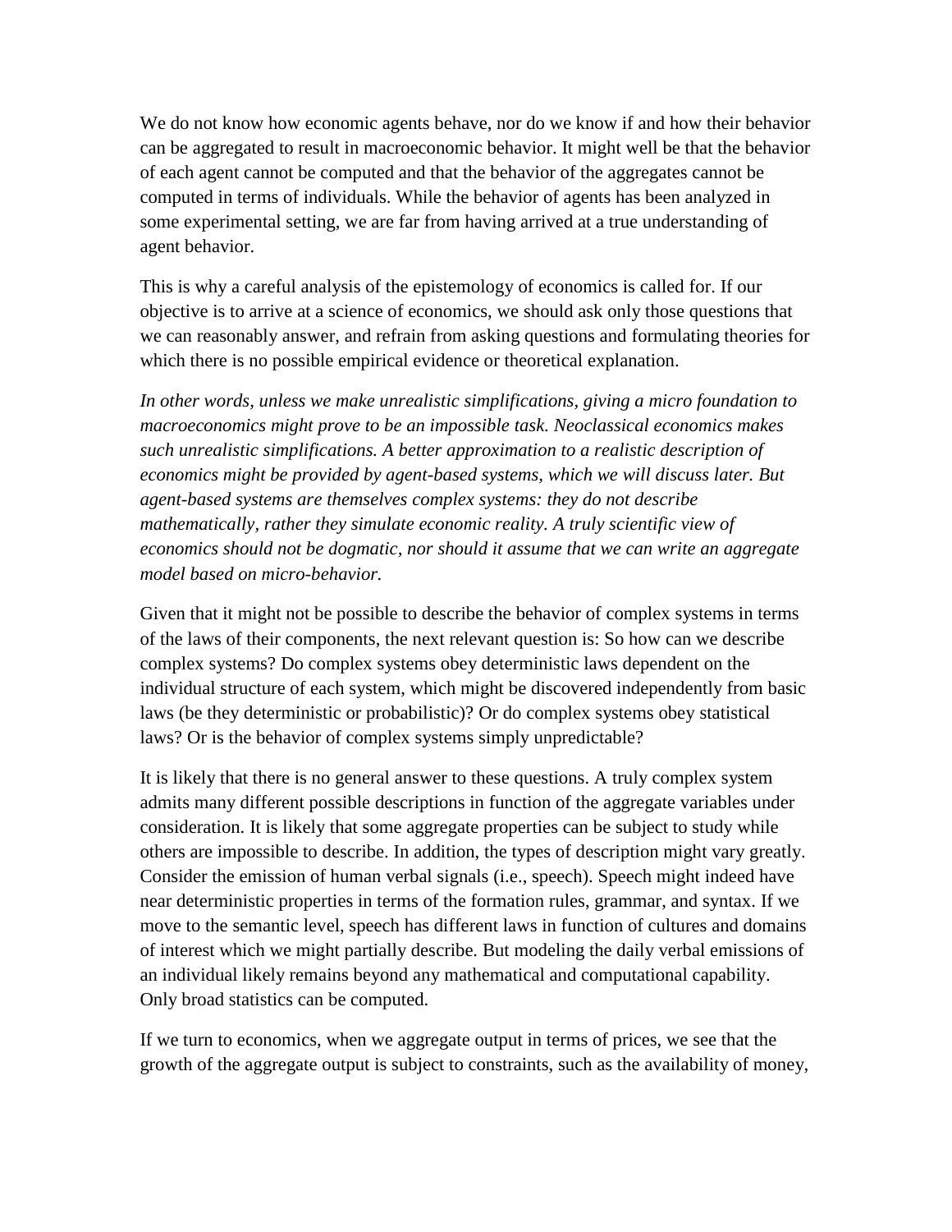We do not know how economic agents behave, nor do we know if and how their behavior can be aggregated to result in macroeconomic behavior. It might well be that the behavior of each agent cannot be computed and that the behavior of the aggregates cannot be computed in terms of individuals. While the behavior of agents has been analyzed in some experimental setting, we are far from having arrived at a true understanding of agent behavior.

This is why a careful analysis of the epistemology of economics is called for. If our objective is to arrive at a science of economics, we should ask only those questions that we can reasonably answer, and refrain from asking questions and formulating theories for which there is no possible empirical evidence or theoretical explanation.

*In other words, unless we make unrealistic simplifications, giving a micro foundation to macroeconomics might prove to be an impossible task. Neoclassical economics makes such unrealistic simplifications. A better approximation to a realistic description of economics might be provided by agent-based systems, which we will discuss later. But agent-based systems are themselves complex systems: they do not describe mathematically, rather they simulate economic reality. A truly scientific view of economics should not be dogmatic, nor should it assume that we can write an aggregate model based on micro-behavior.*

Given that it might not be possible to describe the behavior of complex systems in terms of the laws of their components, the next relevant question is: So how can we describe complex systems? Do complex systems obey deterministic laws dependent on the individual structure of each system, which might be discovered independently from basic laws (be they deterministic or probabilistic)? Or do complex systems obey statistical laws? Or is the behavior of complex systems simply unpredictable?

It is likely that there is no general answer to these questions. A truly complex system admits many different possible descriptions in function of the aggregate variables under consideration. It is likely that some aggregate properties can be subject to study while others are impossible to describe. In addition, the types of description might vary greatly. Consider the emission of human verbal signals (i.e., speech). Speech might indeed have near deterministic properties in terms of the formation rules, grammar, and syntax. If we move to the semantic level, speech has different laws in function of cultures and domains of interest which we might partially describe. But modeling the daily verbal emissions of an individual likely remains beyond any mathematical and computational capability. Only broad statistics can be computed.

If we turn to economics, when we aggregate output in terms of prices, we see that the growth of the aggregate output is subject to constraints, such as the availability of money,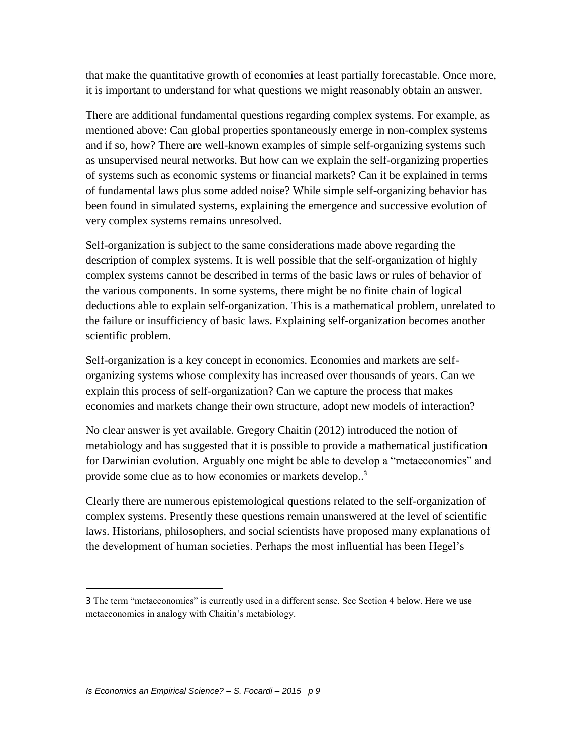that make the quantitative growth of economies at least partially forecastable. Once more, it is important to understand for what questions we might reasonably obtain an answer.

There are additional fundamental questions regarding complex systems. For example, as mentioned above: Can global properties spontaneously emerge in non-complex systems and if so, how? There are well-known examples of simple self-organizing systems such as unsupervised neural networks. But how can we explain the self-organizing properties of systems such as economic systems or financial markets? Can it be explained in terms of fundamental laws plus some added noise? While simple self-organizing behavior has been found in simulated systems, explaining the emergence and successive evolution of very complex systems remains unresolved.

Self-organization is subject to the same considerations made above regarding the description of complex systems. It is well possible that the self-organization of highly complex systems cannot be described in terms of the basic laws or rules of behavior of the various components. In some systems, there might be no finite chain of logical deductions able to explain self-organization. This is a mathematical problem, unrelated to the failure or insufficiency of basic laws. Explaining self-organization becomes another scientific problem.

Self-organization is a key concept in economics. Economies and markets are self-organizing systems whose complexity has increased over thousands of years. Can we explain this process of self-organization? Can we capture the process that makes economies and markets change their own structure, adopt new models of interaction?

No clear answer is yet available. Gregory Chaitin (2012) introduced the notion of metabiology and has suggested that it is possible to provide a mathematical justification for Darwinian evolution. Arguably one might be able to develop a "metaeconomics" and provide some clue as to how economies or markets develop..[3]

Clearly there are numerous epistemological questions related to the self-organization of complex systems. Presently these questions remain unanswered at the level of scientific laws. Historians, philosophers, and social scientists have proposed many explanations of the development of human societies. Perhaps the most influential has been Hegel's

---

3 The term "metaeconomics" is currently used in a different sense. See Section 4 below. Here we use metaeconomics in analogy with Chaitin's metabiology.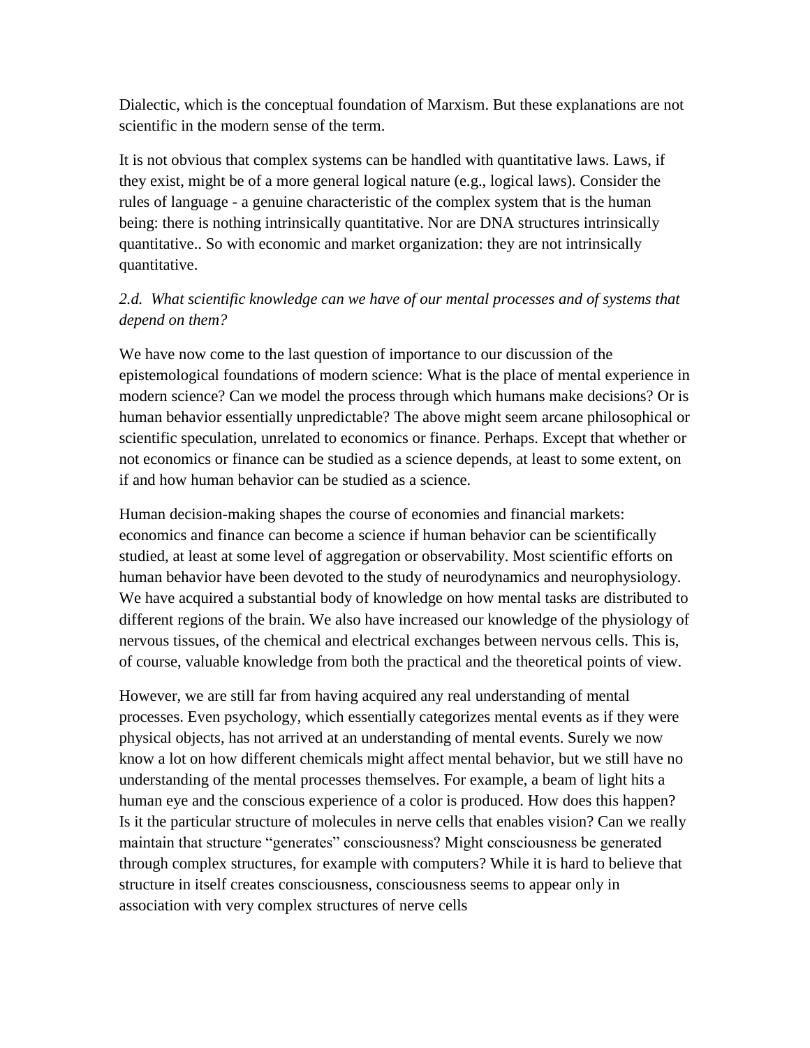Dialectic, which is the conceptual foundation of Marxism. But these explanations are not scientific in the modern sense of the term.

It is not obvious that complex systems can be handled with quantitative laws. Laws, if they exist, might be of a more general logical nature (e.g., logical laws). Consider the rules of language - a genuine characteristic of the complex system that is the human being: there is nothing intrinsically quantitative. Nor are DNA structures intrinsically quantitative.. So with economic and market organization: they are not intrinsically quantitative.

*2.d. What scientific knowledge can we have of our mental processes and of systems that depend on them?*

We have now come to the last question of importance to our discussion of the epistemological foundations of modern science: What is the place of mental experience in modern science? Can we model the process through which humans make decisions? Or is human behavior essentially unpredictable? The above might seem arcane philosophical or scientific speculation, unrelated to economics or finance. Perhaps. Except that whether or not economics or finance can be studied as a science depends, at least to some extent, on if and how human behavior can be studied as a science.

Human decision-making shapes the course of economies and financial markets: economics and finance can become a science if human behavior can be scientifically studied, at least at some level of aggregation or observability. Most scientific efforts on human behavior have been devoted to the study of neurodynamics and neurophysiology. We have acquired a substantial body of knowledge on how mental tasks are distributed to different regions of the brain. We also have increased our knowledge of the physiology of nervous tissues, of the chemical and electrical exchanges between nervous cells. This is, of course, valuable knowledge from both the practical and the theoretical points of view.

However, we are still far from having acquired any real understanding of mental processes. Even psychology, which essentially categorizes mental events as if they were physical objects, has not arrived at an understanding of mental events. Surely we now know a lot on how different chemicals might affect mental behavior, but we still have no understanding of the mental processes themselves. For example, a beam of light hits a human eye and the conscious experience of a color is produced. How does this happen? Is it the particular structure of molecules in nerve cells that enables vision? Can we really maintain that structure "generates" consciousness? Might consciousness be generated through complex structures, for example with computers? While it is hard to believe that structure in itself creates consciousness, consciousness seems to appear only in association with very complex structures of nerve cells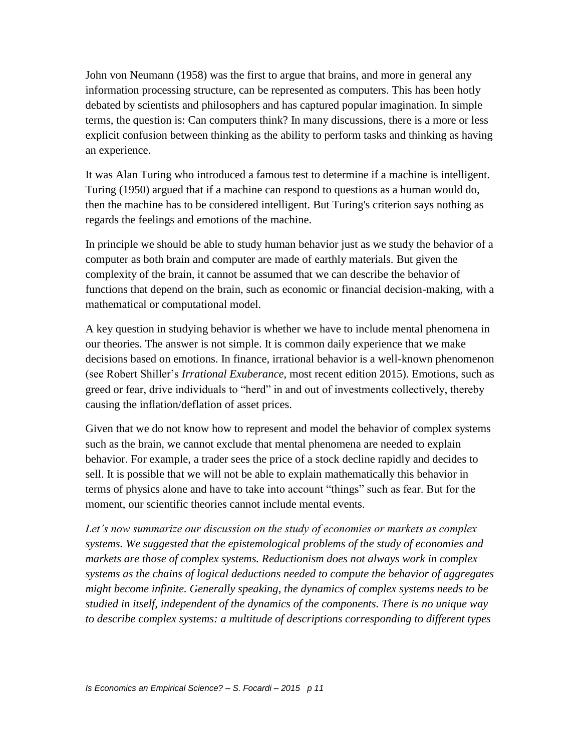John von Neumann (1958) was the first to argue that brains, and more in general any information processing structure, can be represented as computers. This has been hotly debated by scientists and philosophers and has captured popular imagination. In simple terms, the question is: Can computers think? In many discussions, there is a more or less explicit confusion between thinking as the ability to perform tasks and thinking as having an experience.

It was Alan Turing who introduced a famous test to determine if a machine is intelligent. Turing (1950) argued that if a machine can respond to questions as a human would do, then the machine has to be considered intelligent. But Turing's criterion says nothing as regards the feelings and emotions of the machine.

In principle we should be able to study human behavior just as we study the behavior of a computer as both brain and computer are made of earthly materials. But given the complexity of the brain, it cannot be assumed that we can describe the behavior of functions that depend on the brain, such as economic or financial decision-making, with a mathematical or computational model.

A key question in studying behavior is whether we have to include mental phenomena in our theories. The answer is not simple. It is common daily experience that we make decisions based on emotions. In finance, irrational behavior is a well-known phenomenon (see Robert Shiller's *Irrational Exuberance*, most recent edition 2015). Emotions, such as greed or fear, drive individuals to "herd" in and out of investments collectively, thereby causing the inflation/deflation of asset prices.

Given that we do not know how to represent and model the behavior of complex systems such as the brain, we cannot exclude that mental phenomena are needed to explain behavior. For example, a trader sees the price of a stock decline rapidly and decides to sell. It is possible that we will not be able to explain mathematically this behavior in terms of physics alone and have to take into account "things" such as fear. But for the moment, our scientific theories cannot include mental events.

*Let's now summarize our discussion on the study of economies or markets as complex systems. We suggested that the epistemological problems of the study of economies and markets are those of complex systems. Reductionism does not always work in complex systems as the chains of logical deductions needed to compute the behavior of aggregates might become infinite. Generally speaking, the dynamics of complex systems needs to be studied in itself, independent of the dynamics of the components. There is no unique way to describe complex systems: a multitude of descriptions corresponding to different types*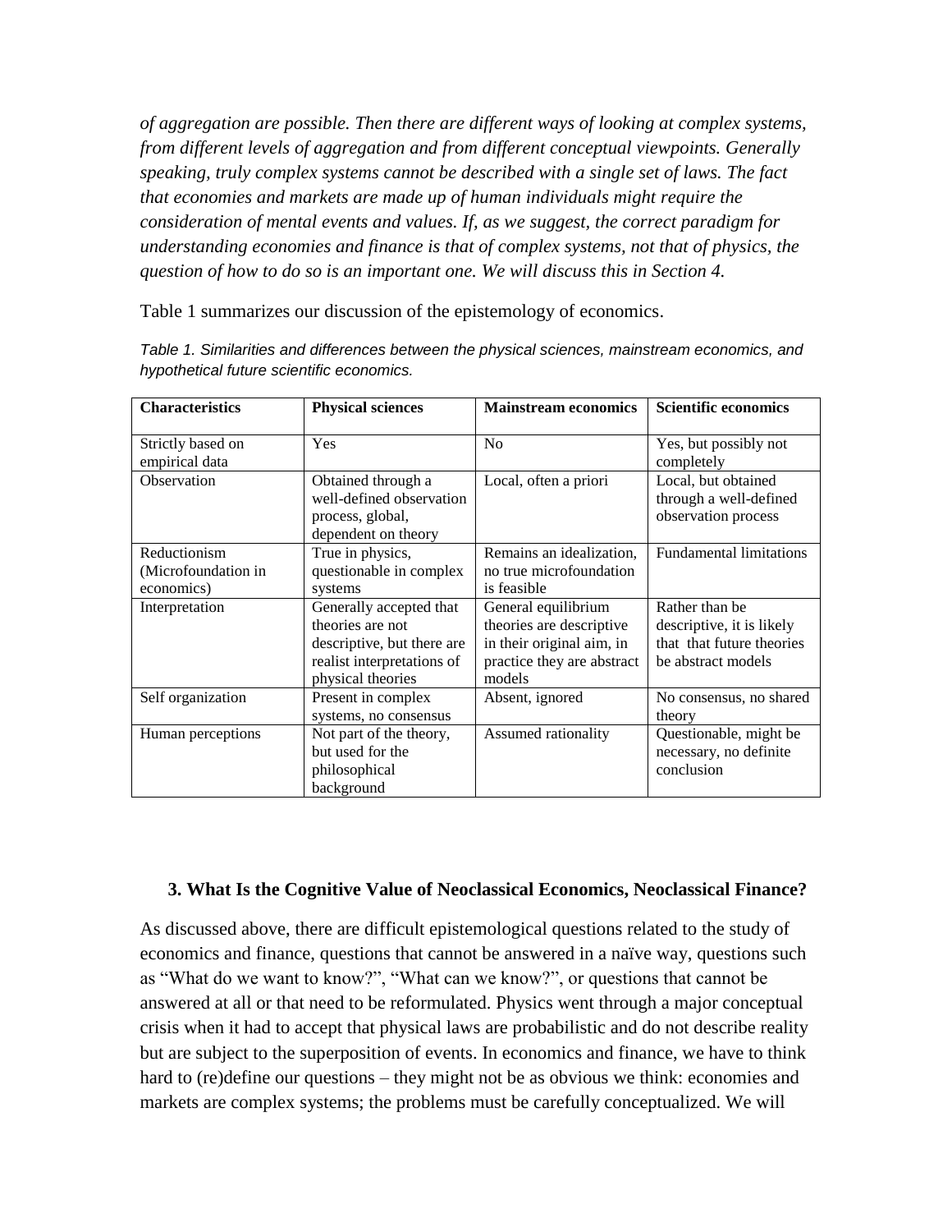*of aggregation are possible. Then there are different ways of looking at complex systems, from different levels of aggregation and from different conceptual viewpoints. Generally speaking, truly complex systems cannot be described with a single set of laws. The fact that economies and markets are made up of human individuals might require the consideration of mental events and values. If, as we suggest, the correct paradigm for understanding economies and finance is that of complex systems, not that of physics, the question of how to do so is an important one. We will discuss this in Section 4.*

Table 1 summarizes our discussion of the epistemology of economics.

*Table 1. Similarities and differences between the physical sciences, mainstream economics, and hypothetical future scientific economics.*

| Characteristics | Physical sciences | Mainstream economics | Scientific economics |
|---|---|---|---|
| Strictly based on empirical data | Yes | No | Yes, but possibly not completely |
| Observation | Obtained through a well-defined observation process, global, dependent on theory | Local, often a priori | Local, but obtained through a well-defined observation process |
| Reductionism (Microfoundation in economics) | True in physics, questionable in complex systems | Remains an idealization, no true microfoundation is feasible | Fundamental limitations |
| Interpretation | Generally accepted that theories are not descriptive, but there are realist interpretations of physical theories | General equilibrium theories are descriptive in their original aim, in practice they are abstract models | Rather than be descriptive, it is likely that that future theories be abstract models |
| Self organization | Present in complex systems, no consensus | Absent, ignored | No consensus, no shared theory |
| Human perceptions | Not part of the theory, but used for the philosophical background | Assumed rationality | Questionable, might be necessary, no definite conclusion |

## 3. What Is the Cognitive Value of Neoclassical Economics, Neoclassical Finance?

As discussed above, there are difficult epistemological questions related to the study of economics and finance, questions that cannot be answered in a naïve way, questions such as "What do we want to know?", "What can we know?", or questions that cannot be answered at all or that need to be reformulated. Physics went through a major conceptual crisis when it had to accept that physical laws are probabilistic and do not describe reality but are subject to the superposition of events. In economics and finance, we have to think hard to (re)define our questions – they might not be as obvious we think: economies and markets are complex systems; the problems must be carefully conceptualized. We will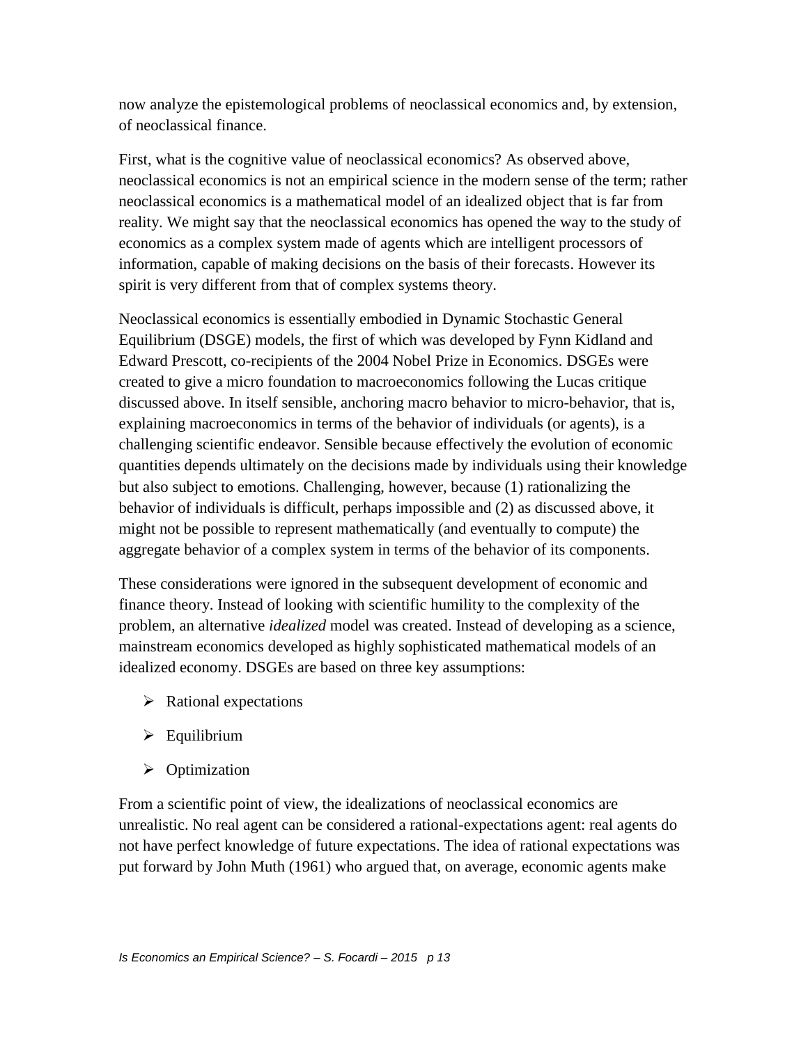now analyze the epistemological problems of neoclassical economics and, by extension, of neoclassical finance.

First, what is the cognitive value of neoclassical economics? As observed above, neoclassical economics is not an empirical science in the modern sense of the term; rather neoclassical economics is a mathematical model of an idealized object that is far from reality. We might say that the neoclassical economics has opened the way to the study of economics as a complex system made of agents which are intelligent processors of information, capable of making decisions on the basis of their forecasts. However its spirit is very different from that of complex systems theory.

Neoclassical economics is essentially embodied in Dynamic Stochastic General Equilibrium (DSGE) models, the first of which was developed by Fynn Kidland and Edward Prescott, co-recipients of the 2004 Nobel Prize in Economics. DSGEs were created to give a micro foundation to macroeconomics following the Lucas critique discussed above. In itself sensible, anchoring macro behavior to micro-behavior, that is, explaining macroeconomics in terms of the behavior of individuals (or agents), is a challenging scientific endeavor. Sensible because effectively the evolution of economic quantities depends ultimately on the decisions made by individuals using their knowledge but also subject to emotions. Challenging, however, because (1) rationalizing the behavior of individuals is difficult, perhaps impossible and (2) as discussed above, it might not be possible to represent mathematically (and eventually to compute) the aggregate behavior of a complex system in terms of the behavior of its components.

These considerations were ignored in the subsequent development of economic and finance theory. Instead of looking with scientific humility to the complexity of the problem, an alternative *idealized* model was created. Instead of developing as a science, mainstream economics developed as highly sophisticated mathematical models of an idealized economy. DSGEs are based on three key assumptions:

- Rational expectations
- Equilibrium
- Optimization

From a scientific point of view, the idealizations of neoclassical economics are unrealistic. No real agent can be considered a rational-expectations agent: real agents do not have perfect knowledge of future expectations. The idea of rational expectations was put forward by John Muth (1961) who argued that, on average, economic agents make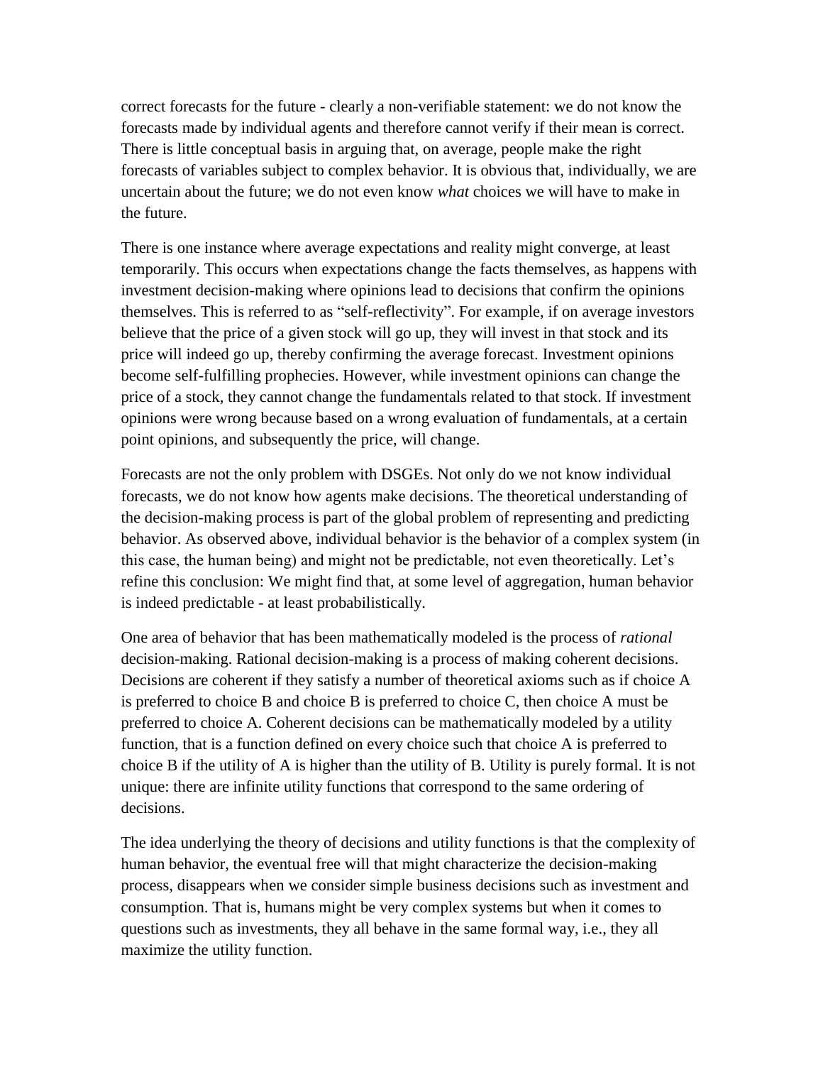correct forecasts for the future - clearly a non-verifiable statement: we do not know the forecasts made by individual agents and therefore cannot verify if their mean is correct. There is little conceptual basis in arguing that, on average, people make the right forecasts of variables subject to complex behavior. It is obvious that, individually, we are uncertain about the future; we do not even know *what* choices we will have to make in the future.

There is one instance where average expectations and reality might converge, at least temporarily. This occurs when expectations change the facts themselves, as happens with investment decision-making where opinions lead to decisions that confirm the opinions themselves. This is referred to as "self-reflectivity". For example, if on average investors believe that the price of a given stock will go up, they will invest in that stock and its price will indeed go up, thereby confirming the average forecast. Investment opinions become self-fulfilling prophecies. However, while investment opinions can change the price of a stock, they cannot change the fundamentals related to that stock. If investment opinions were wrong because based on a wrong evaluation of fundamentals, at a certain point opinions, and subsequently the price, will change.

Forecasts are not the only problem with DSGEs. Not only do we not know individual forecasts, we do not know how agents make decisions. The theoretical understanding of the decision-making process is part of the global problem of representing and predicting behavior. As observed above, individual behavior is the behavior of a complex system (in this case, the human being) and might not be predictable, not even theoretically. Let's refine this conclusion: We might find that, at some level of aggregation, human behavior is indeed predictable - at least probabilistically.

One area of behavior that has been mathematically modeled is the process of *rational* decision-making. Rational decision-making is a process of making coherent decisions. Decisions are coherent if they satisfy a number of theoretical axioms such as if choice A is preferred to choice B and choice B is preferred to choice C, then choice A must be preferred to choice A. Coherent decisions can be mathematically modeled by a utility function, that is a function defined on every choice such that choice A is preferred to choice B if the utility of A is higher than the utility of B. Utility is purely formal. It is not unique: there are infinite utility functions that correspond to the same ordering of decisions.

The idea underlying the theory of decisions and utility functions is that the complexity of human behavior, the eventual free will that might characterize the decision-making process, disappears when we consider simple business decisions such as investment and consumption. That is, humans might be very complex systems but when it comes to questions such as investments, they all behave in the same formal way, i.e., they all maximize the utility function.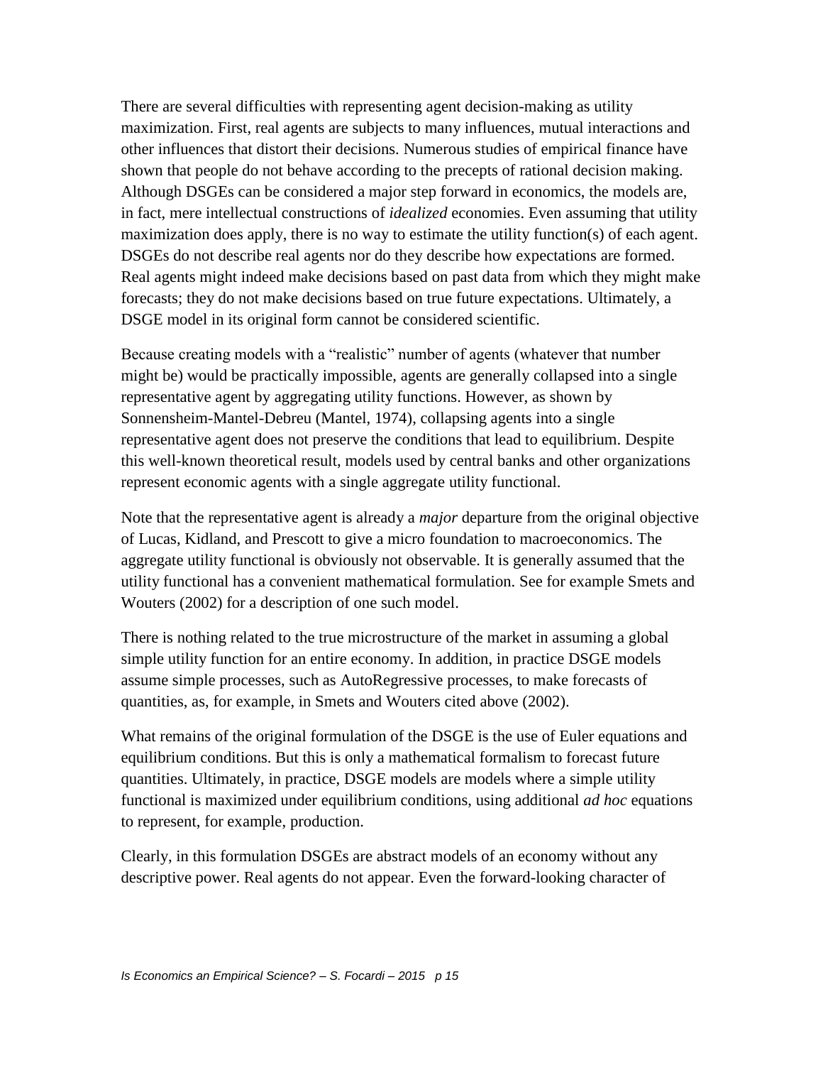There are several difficulties with representing agent decision-making as utility maximization. First, real agents are subjects to many influences, mutual interactions and other influences that distort their decisions. Numerous studies of empirical finance have shown that people do not behave according to the precepts of rational decision making. Although DSGEs can be considered a major step forward in economics, the models are, in fact, mere intellectual constructions of *idealized* economies. Even assuming that utility maximization does apply, there is no way to estimate the utility function(s) of each agent. DSGEs do not describe real agents nor do they describe how expectations are formed. Real agents might indeed make decisions based on past data from which they might make forecasts; they do not make decisions based on true future expectations. Ultimately, a DSGE model in its original form cannot be considered scientific.

Because creating models with a "realistic" number of agents (whatever that number might be) would be practically impossible, agents are generally collapsed into a single representative agent by aggregating utility functions. However, as shown by Sonnensheim-Mantel-Debreu (Mantel, 1974), collapsing agents into a single representative agent does not preserve the conditions that lead to equilibrium. Despite this well-known theoretical result, models used by central banks and other organizations represent economic agents with a single aggregate utility functional.

Note that the representative agent is already a *major* departure from the original objective of Lucas, Kidland, and Prescott to give a micro foundation to macroeconomics. The aggregate utility functional is obviously not observable. It is generally assumed that the utility functional has a convenient mathematical formulation. See for example Smets and Wouters (2002) for a description of one such model.

There is nothing related to the true microstructure of the market in assuming a global simple utility function for an entire economy. In addition, in practice DSGE models assume simple processes, such as AutoRegressive processes, to make forecasts of quantities, as, for example, in Smets and Wouters cited above (2002).

What remains of the original formulation of the DSGE is the use of Euler equations and equilibrium conditions. But this is only a mathematical formalism to forecast future quantities. Ultimately, in practice, DSGE models are models where a simple utility functional is maximized under equilibrium conditions, using additional *ad hoc* equations to represent, for example, production.

Clearly, in this formulation DSGEs are abstract models of an economy without any descriptive power. Real agents do not appear. Even the forward-looking character of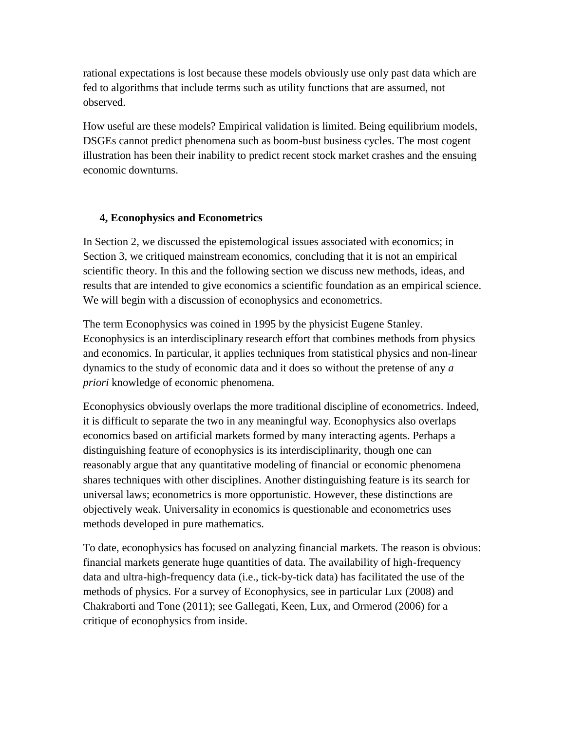rational expectations is lost because these models obviously use only past data which are fed to algorithms that include terms such as utility functions that are assumed, not observed.

How useful are these models? Empirical validation is limited. Being equilibrium models, DSGEs cannot predict phenomena such as boom-bust business cycles. The most cogent illustration has been their inability to predict recent stock market crashes and the ensuing economic downturns.

## 4, Econophysics and Econometrics

In Section 2, we discussed the epistemological issues associated with economics; in Section 3, we critiqued mainstream economics, concluding that it is not an empirical scientific theory. In this and the following section we discuss new methods, ideas, and results that are intended to give economics a scientific foundation as an empirical science. We will begin with a discussion of econophysics and econometrics.

The term Econophysics was coined in 1995 by the physicist Eugene Stanley. Econophysics is an interdisciplinary research effort that combines methods from physics and economics. In particular, it applies techniques from statistical physics and non-linear dynamics to the study of economic data and it does so without the pretense of any *a priori* knowledge of economic phenomena.

Econophysics obviously overlaps the more traditional discipline of econometrics. Indeed, it is difficult to separate the two in any meaningful way. Econophysics also overlaps economics based on artificial markets formed by many interacting agents. Perhaps a distinguishing feature of econophysics is its interdisciplinarity, though one can reasonably argue that any quantitative modeling of financial or economic phenomena shares techniques with other disciplines. Another distinguishing feature is its search for universal laws; econometrics is more opportunistic. However, these distinctions are objectively weak. Universality in economics is questionable and econometrics uses methods developed in pure mathematics.

To date, econophysics has focused on analyzing financial markets. The reason is obvious: financial markets generate huge quantities of data. The availability of high-frequency data and ultra-high-frequency data (i.e., tick-by-tick data) has facilitated the use of the methods of physics. For a survey of Econophysics, see in particular Lux (2008) and Chakraborti and Tone (2011); see Gallegati, Keen, Lux, and Ormerod (2006) for a critique of econophysics from inside.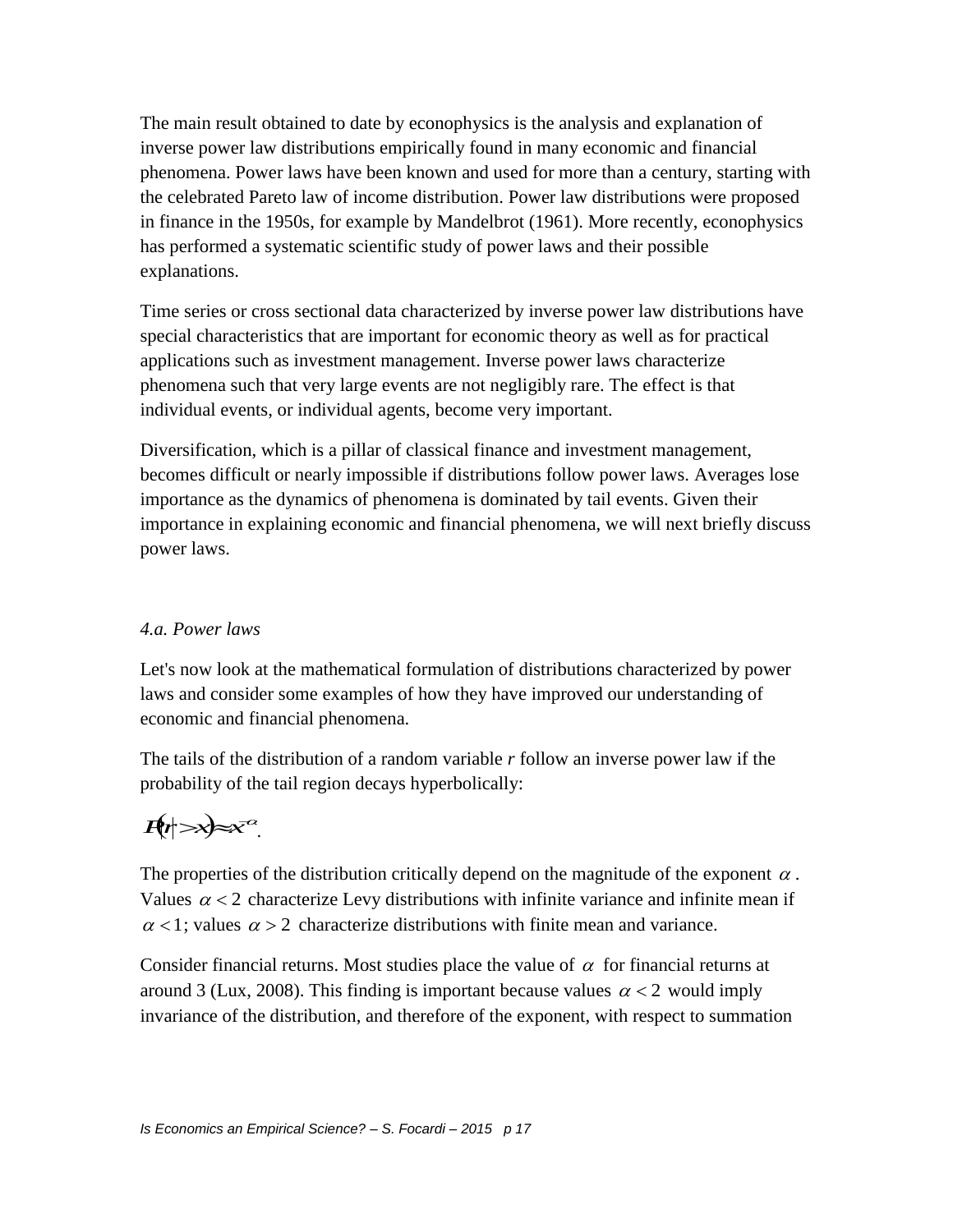The main result obtained to date by econophysics is the analysis and explanation of inverse power law distributions empirically found in many economic and financial phenomena. Power laws have been known and used for more than a century, starting with the celebrated Pareto law of income distribution. Power law distributions were proposed in finance in the 1950s, for example by Mandelbrot (1961). More recently, econophysics has performed a systematic scientific study of power laws and their possible explanations.

Time series or cross sectional data characterized by inverse power law distributions have special characteristics that are important for economic theory as well as for practical applications such as investment management. Inverse power laws characterize phenomena such that very large events are not negligibly rare. The effect is that individual events, or individual agents, become very important.

Diversification, which is a pillar of classical finance and investment management, becomes difficult or nearly impossible if distributions follow power laws. Averages lose importance as the dynamics of phenomena is dominated by tail events. Given their importance in explaining economic and financial phenomena, we will next briefly discuss power laws.

### *4.a. Power laws*

Let's now look at the mathematical formulation of distributions characterized by power laws and consider some examples of how they have improved our understanding of economic and financial phenomena.

The tails of the distribution of a random variable *r* follow an inverse power law if the probability of the tail region decays hyperbolically:

$$P(|r| > x) \approx x^{-\alpha}.$$

The properties of the distribution critically depend on the magnitude of the exponent $\alpha$. Values $\alpha < 2$ characterize Levy distributions with infinite variance and infinite mean if $\alpha < 1$; values $\alpha > 2$ characterize distributions with finite mean and variance.

Consider financial returns. Most studies place the value of $\alpha$ for financial returns at around 3 (Lux, 2008). This finding is important because values $\alpha < 2$ would imply invariance of the distribution, and therefore of the exponent, with respect to summation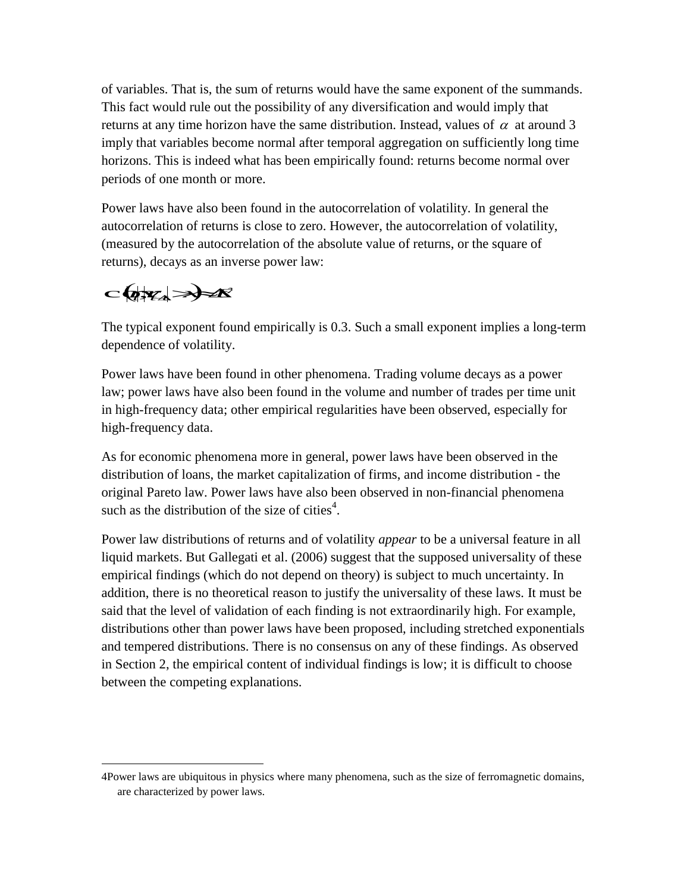of variables. That is, the sum of returns would have the same exponent of the summands. This fact would rule out the possibility of any diversification and would imply that returns at any time horizon have the same distribution. Instead, values of $\alpha$ at around 3 imply that variables become normal after temporal aggregation on sufficiently long time horizons. This is indeed what has been empirically found: returns become normal over periods of one month or more.

Power laws have also been found in the autocorrelation of volatility. In general the autocorrelation of returns is close to zero. However, the autocorrelation of volatility, (measured by the autocorrelation of the absolute value of returns, or the square of returns), decays as an inverse power law:

$$C\left(|r_t|,|r_{t+\tau}|\right) \approx \tau^{-\beta}$$

The typical exponent found empirically is 0.3. Such a small exponent implies a long-term dependence of volatility.

Power laws have been found in other phenomena. Trading volume decays as a power law; power laws have also been found in the volume and number of trades per time unit in high-frequency data; other empirical regularities have been observed, especially for high-frequency data.

As for economic phenomena more in general, power laws have been observed in the distribution of loans, the market capitalization of firms, and income distribution - the original Pareto law. Power laws have also been observed in non-financial phenomena such as the distribution of the size of cities[4].

Power law distributions of returns and of volatility *appear* to be a universal feature in all liquid markets. But Gallegati et al. (2006) suggest that the supposed universality of these empirical findings (which do not depend on theory) is subject to much uncertainty. In addition, there is no theoretical reason to justify the universality of these laws. It must be said that the level of validation of each finding is not extraordinarily high. For example, distributions other than power laws have been proposed, including stretched exponentials and tempered distributions. There is no consensus on any of these findings. As observed in Section 2, the empirical content of individual findings is low; it is difficult to choose between the competing explanations.

---

4Power laws are ubiquitous in physics where many phenomena, such as the size of ferromagnetic domains, are characterized by power laws.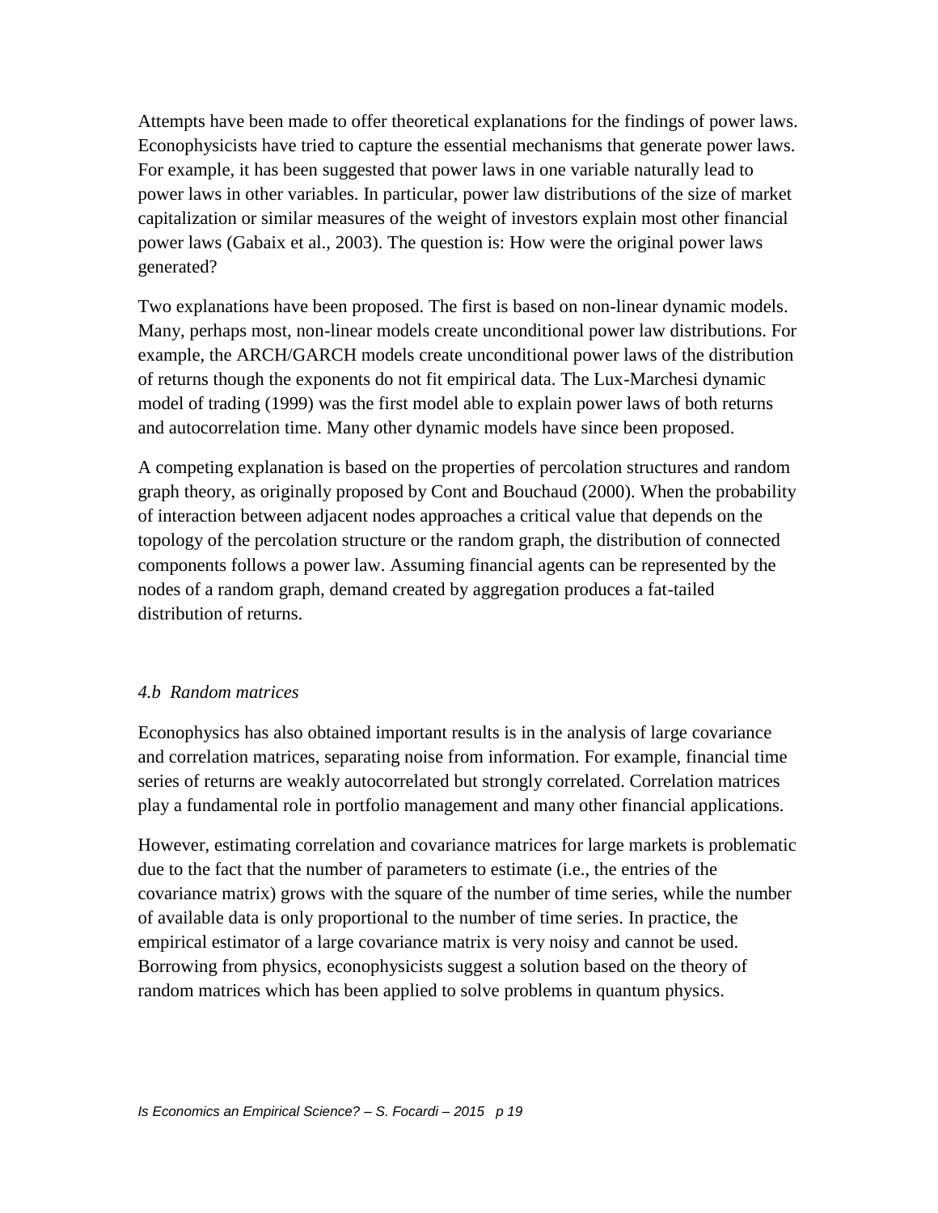Attempts have been made to offer theoretical explanations for the findings of power laws. Econophysicists have tried to capture the essential mechanisms that generate power laws. For example, it has been suggested that power laws in one variable naturally lead to power laws in other variables. In particular, power law distributions of the size of market capitalization or similar measures of the weight of investors explain most other financial power laws (Gabaix et al., 2003). The question is: How were the original power laws generated?

Two explanations have been proposed. The first is based on non-linear dynamic models. Many, perhaps most, non-linear models create unconditional power law distributions. For example, the ARCH/GARCH models create unconditional power laws of the distribution of returns though the exponents do not fit empirical data. The Lux-Marchesi dynamic model of trading (1999) was the first model able to explain power laws of both returns and autocorrelation time. Many other dynamic models have since been proposed.

A competing explanation is based on the properties of percolation structures and random graph theory, as originally proposed by Cont and Bouchaud (2000). When the probability of interaction between adjacent nodes approaches a critical value that depends on the topology of the percolation structure or the random graph, the distribution of connected components follows a power law. Assuming financial agents can be represented by the nodes of a random graph, demand created by aggregation produces a fat-tailed distribution of returns.

### *4.b Random matrices*

Econophysics has also obtained important results is in the analysis of large covariance and correlation matrices, separating noise from information. For example, financial time series of returns are weakly autocorrelated but strongly correlated. Correlation matrices play a fundamental role in portfolio management and many other financial applications.

However, estimating correlation and covariance matrices for large markets is problematic due to the fact that the number of parameters to estimate (i.e., the entries of the covariance matrix) grows with the square of the number of time series, while the number of available data is only proportional to the number of time series. In practice, the empirical estimator of a large covariance matrix is very noisy and cannot be used. Borrowing from physics, econophysicists suggest a solution based on the theory of random matrices which has been applied to solve problems in quantum physics.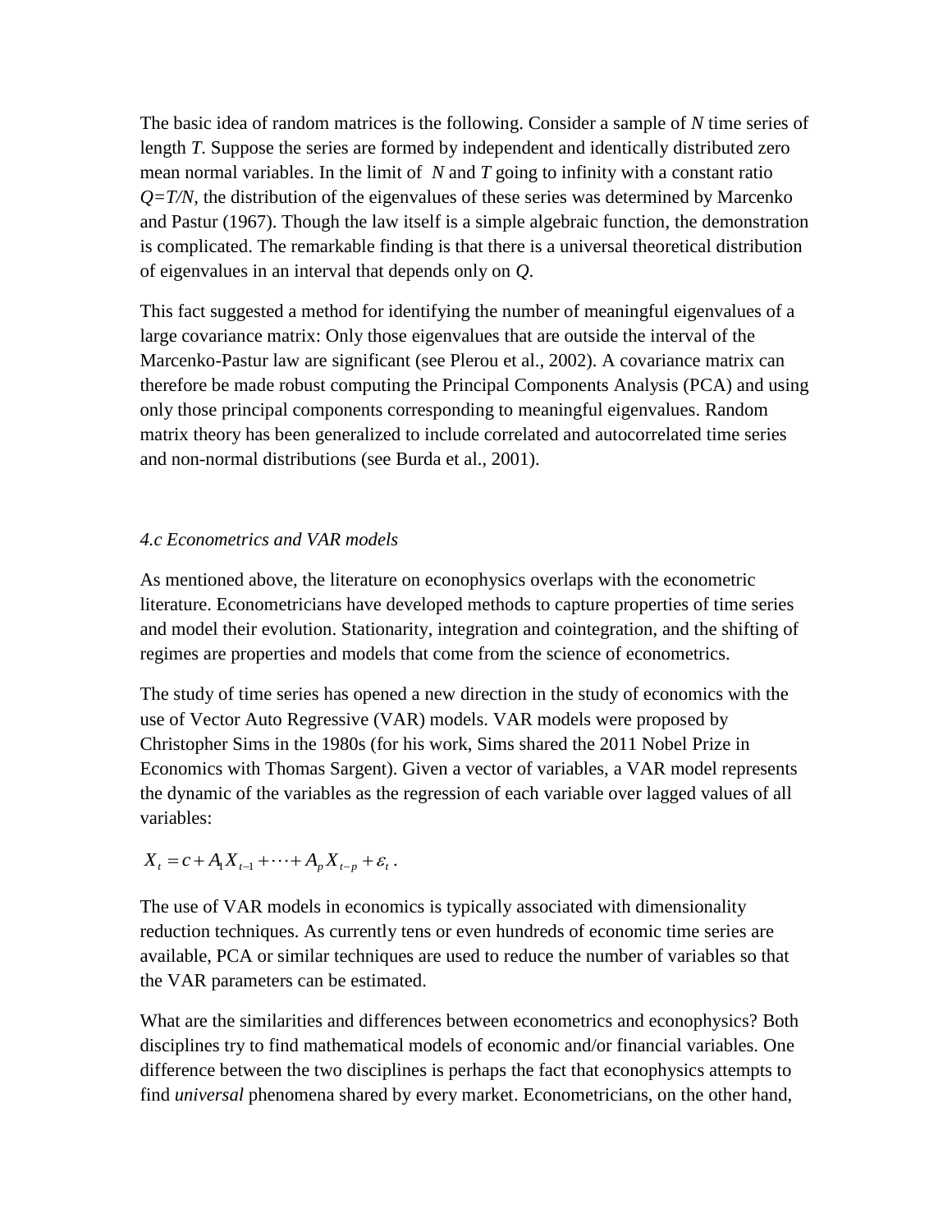The basic idea of random matrices is the following. Consider a sample of $N$ time series of length $T$. Suppose the series are formed by independent and identically distributed zero mean normal variables. In the limit of $N$ and $T$ going to infinity with a constant ratio $Q=T/N$, the distribution of the eigenvalues of these series was determined by Marcenko and Pastur (1967). Though the law itself is a simple algebraic function, the demonstration is complicated. The remarkable finding is that there is a universal theoretical distribution of eigenvalues in an interval that depends only on $Q$.

This fact suggested a method for identifying the number of meaningful eigenvalues of a large covariance matrix: Only those eigenvalues that are outside the interval of the Marcenko-Pastur law are significant (see Plerou et al., 2002). A covariance matrix can therefore be made robust computing the Principal Components Analysis (PCA) and using only those principal components corresponding to meaningful eigenvalues. Random matrix theory has been generalized to include correlated and autocorrelated time series and non-normal distributions (see Burda et al., 2001).

*4.c Econometrics and VAR models*

As mentioned above, the literature on econophysics overlaps with the econometric literature. Econometricians have developed methods to capture properties of time series and model their evolution. Stationarity, integration and cointegration, and the shifting of regimes are properties and models that come from the science of econometrics.

The study of time series has opened a new direction in the study of economics with the use of Vector Auto Regressive (VAR) models. VAR models were proposed by Christopher Sims in the 1980s (for his work, Sims shared the 2011 Nobel Prize in Economics with Thomas Sargent). Given a vector of variables, a VAR model represents the dynamic of the variables as the regression of each variable over lagged values of all variables:

$$X_t = c + A_1 X_{t-1} + \cdots + A_p X_{t-p} + \varepsilon_t \, .$$

The use of VAR models in economics is typically associated with dimensionality reduction techniques. As currently tens or even hundreds of economic time series are available, PCA or similar techniques are used to reduce the number of variables so that the VAR parameters can be estimated.

What are the similarities and differences between econometrics and econophysics? Both disciplines try to find mathematical models of economic and/or financial variables. One difference between the two disciplines is perhaps the fact that econophysics attempts to find *universal* phenomena shared by every market. Econometricians, on the other hand,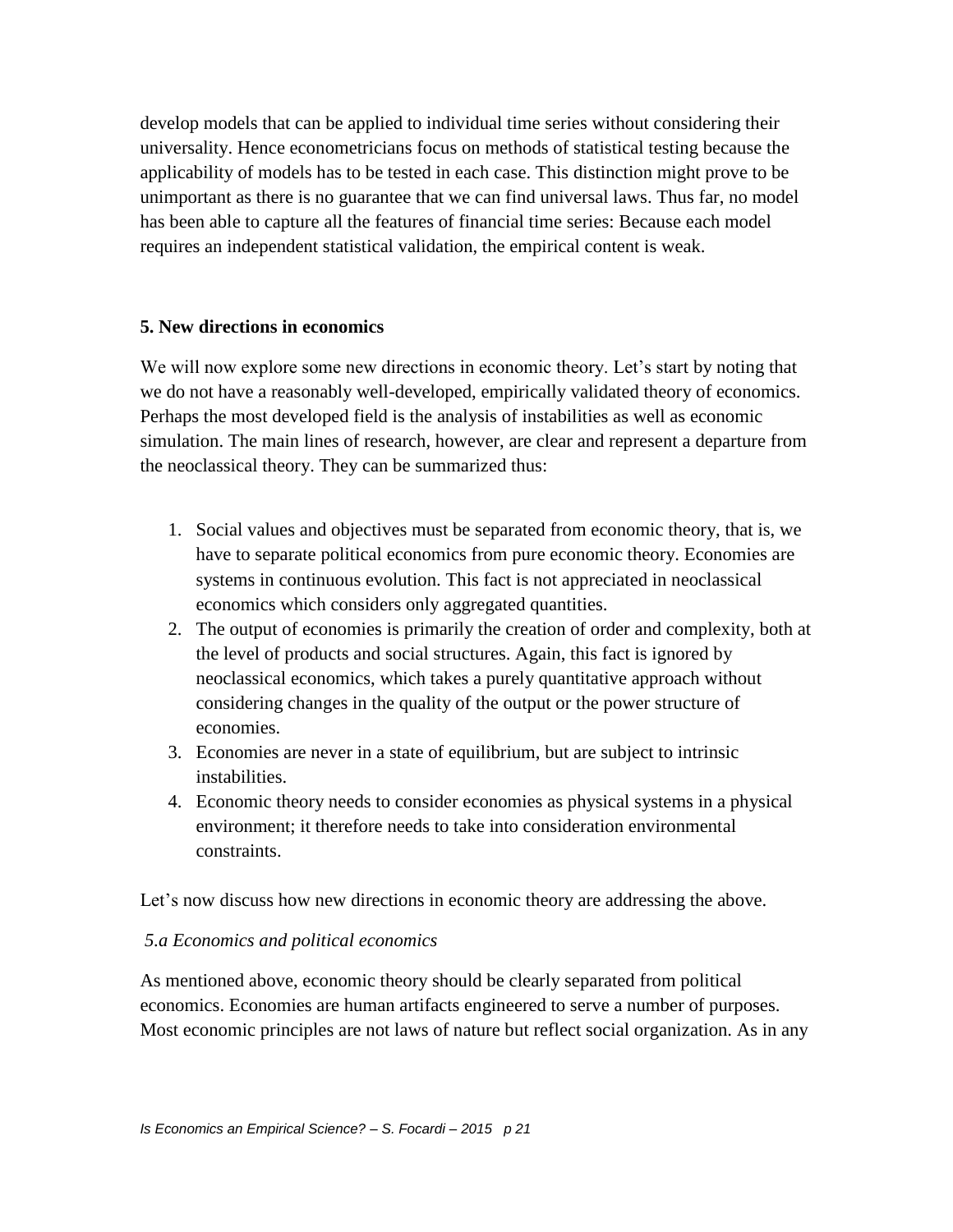develop models that can be applied to individual time series without considering their universality. Hence econometricians focus on methods of statistical testing because the applicability of models has to be tested in each case. This distinction might prove to be unimportant as there is no guarantee that we can find universal laws. Thus far, no model has been able to capture all the features of financial time series: Because each model requires an independent statistical validation, the empirical content is weak.

## 5. New directions in economics

We will now explore some new directions in economic theory. Let's start by noting that we do not have a reasonably well-developed, empirically validated theory of economics. Perhaps the most developed field is the analysis of instabilities as well as economic simulation. The main lines of research, however, are clear and represent a departure from the neoclassical theory. They can be summarized thus:

1. Social values and objectives must be separated from economic theory, that is, we have to separate political economics from pure economic theory. Economies are systems in continuous evolution. This fact is not appreciated in neoclassical economics which considers only aggregated quantities.
2. The output of economies is primarily the creation of order and complexity, both at the level of products and social structures. Again, this fact is ignored by neoclassical economics, which takes a purely quantitative approach without considering changes in the quality of the output or the power structure of economies.
3. Economies are never in a state of equilibrium, but are subject to intrinsic instabilities.
4. Economic theory needs to consider economies as physical systems in a physical environment; it therefore needs to take into consideration environmental constraints.

Let's now discuss how new directions in economic theory are addressing the above.

### *5.a Economics and political economics*

As mentioned above, economic theory should be clearly separated from political economics. Economies are human artifacts engineered to serve a number of purposes. Most economic principles are not laws of nature but reflect social organization. As in any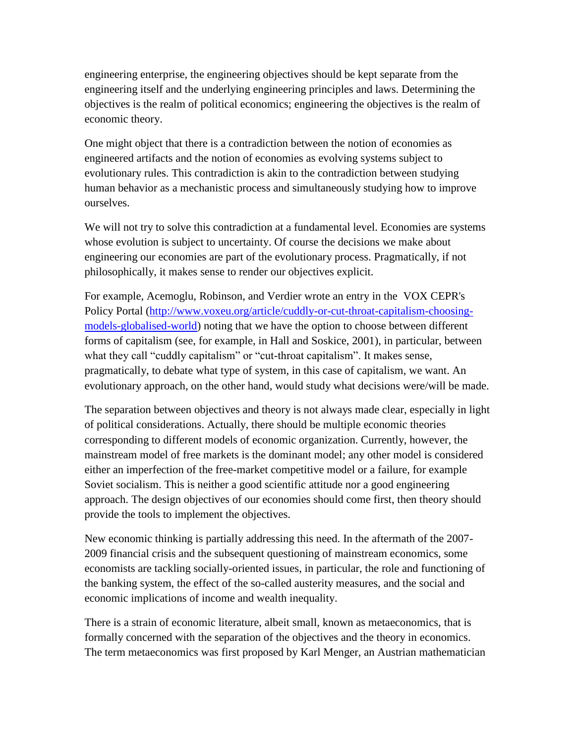engineering enterprise, the engineering objectives should be kept separate from the engineering itself and the underlying engineering principles and laws. Determining the objectives is the realm of political economics; engineering the objectives is the realm of economic theory.

One might object that there is a contradiction between the notion of economies as engineered artifacts and the notion of economies as evolving systems subject to evolutionary rules. This contradiction is akin to the contradiction between studying human behavior as a mechanistic process and simultaneously studying how to improve ourselves.

We will not try to solve this contradiction at a fundamental level. Economies are systems whose evolution is subject to uncertainty. Of course the decisions we make about engineering our economies are part of the evolutionary process. Pragmatically, if not philosophically, it makes sense to render our objectives explicit.

For example, Acemoglu, Robinson, and Verdier wrote an entry in the VOX CEPR's Policy Portal ([http://www.voxeu.org/article/cuddly-or-cut-throat-capitalism-choosing-models-globalised-world](http://www.voxeu.org/article/cuddly-or-cut-throat-capitalism-choosing-models-globalised-world)) noting that we have the option to choose between different forms of capitalism (see, for example, in Hall and Soskice, 2001), in particular, between what they call "cuddly capitalism" or "cut-throat capitalism". It makes sense, pragmatically, to debate what type of system, in this case of capitalism, we want. An evolutionary approach, on the other hand, would study what decisions were/will be made.

The separation between objectives and theory is not always made clear, especially in light of political considerations. Actually, there should be multiple economic theories corresponding to different models of economic organization. Currently, however, the mainstream model of free markets is the dominant model; any other model is considered either an imperfection of the free-market competitive model or a failure, for example Soviet socialism. This is neither a good scientific attitude nor a good engineering approach. The design objectives of our economies should come first, then theory should provide the tools to implement the objectives.

New economic thinking is partially addressing this need. In the aftermath of the 2007-2009 financial crisis and the subsequent questioning of mainstream economics, some economists are tackling socially-oriented issues, in particular, the role and functioning of the banking system, the effect of the so-called austerity measures, and the social and economic implications of income and wealth inequality.

There is a strain of economic literature, albeit small, known as metaeconomics, that is formally concerned with the separation of the objectives and the theory in economics. The term metaeconomics was first proposed by Karl Menger, an Austrian mathematician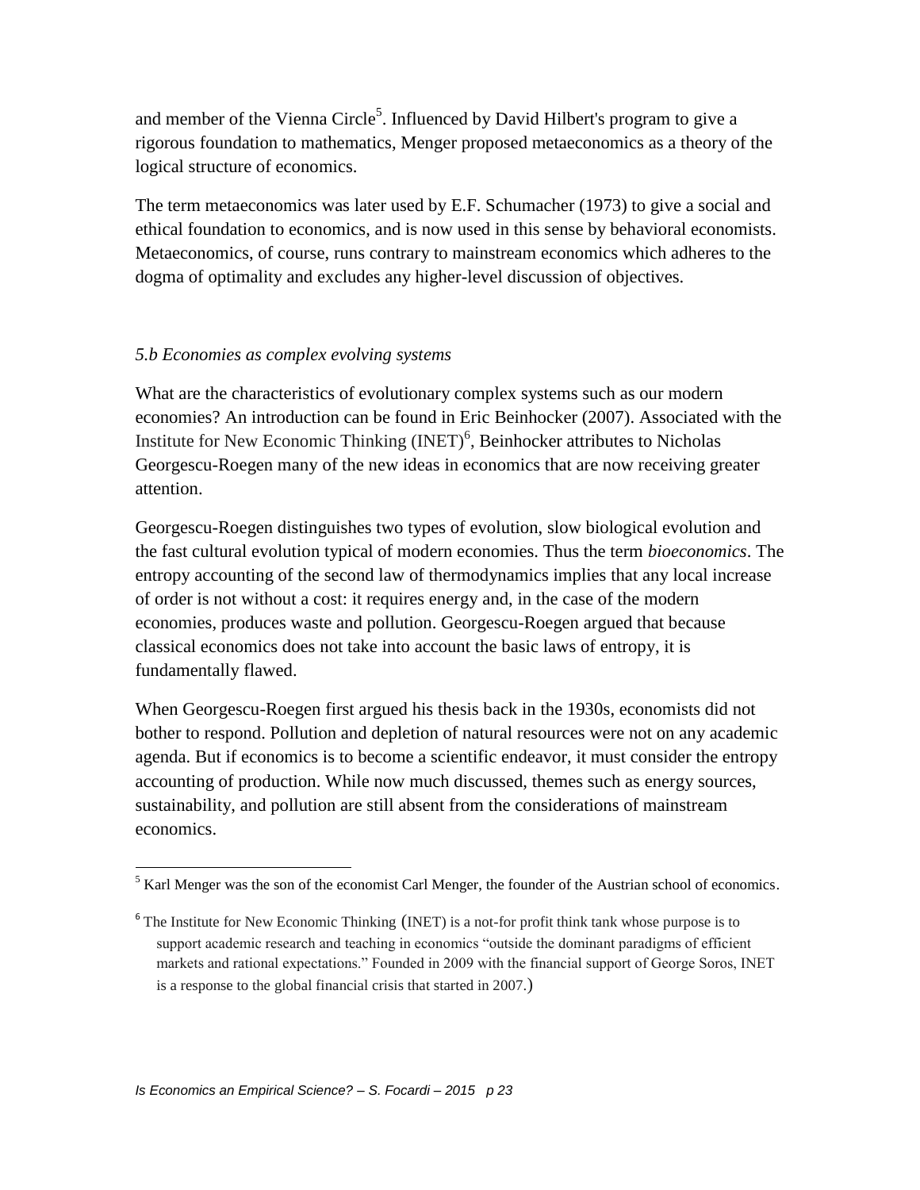and member of the Vienna Circle[5]. Influenced by David Hilbert's program to give a rigorous foundation to mathematics, Menger proposed metaeconomics as a theory of the logical structure of economics.

The term metaeconomics was later used by E.F. Schumacher (1973) to give a social and ethical foundation to economics, and is now used in this sense by behavioral economists. Metaeconomics, of course, runs contrary to mainstream economics which adheres to the dogma of optimality and excludes any higher-level discussion of objectives.

### *5.b Economies as complex evolving systems*

What are the characteristics of evolutionary complex systems such as our modern economies? An introduction can be found in Eric Beinhocker (2007). Associated with the Institute for New Economic Thinking (INET)[6], Beinhocker attributes to Nicholas Georgescu-Roegen many of the new ideas in economics that are now receiving greater attention.

Georgescu-Roegen distinguishes two types of evolution, slow biological evolution and the fast cultural evolution typical of modern economies. Thus the term *bioeconomics*. The entropy accounting of the second law of thermodynamics implies that any local increase of order is not without a cost: it requires energy and, in the case of the modern economies, produces waste and pollution. Georgescu-Roegen argued that because classical economics does not take into account the basic laws of entropy, it is fundamentally flawed.

When Georgescu-Roegen first argued his thesis back in the 1930s, economists did not bother to respond. Pollution and depletion of natural resources were not on any academic agenda. But if economics is to become a scientific endeavor, it must consider the entropy accounting of production. While now much discussed, themes such as energy sources, sustainability, and pollution are still absent from the considerations of mainstream economics.

---

[5] Karl Menger was the son of the economist Carl Menger, the founder of the Austrian school of economics.

[6] The Institute for New Economic Thinking (INET) is a not-for profit think tank whose purpose is to support academic research and teaching in economics "outside the dominant paradigms of efficient markets and rational expectations." Founded in 2009 with the financial support of George Soros, INET is a response to the global financial crisis that started in 2007.)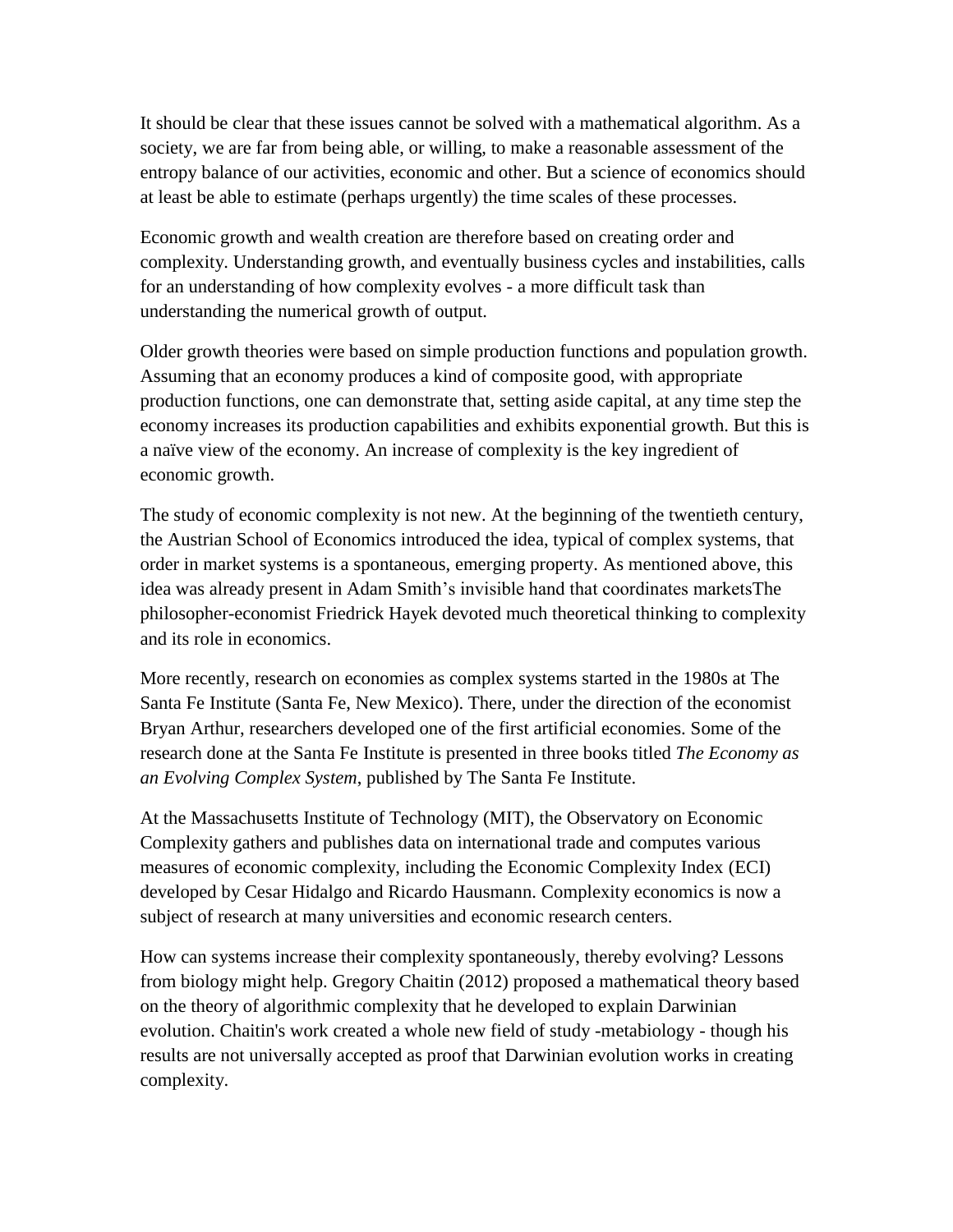It should be clear that these issues cannot be solved with a mathematical algorithm. As a society, we are far from being able, or willing, to make a reasonable assessment of the entropy balance of our activities, economic and other. But a science of economics should at least be able to estimate (perhaps urgently) the time scales of these processes.

Economic growth and wealth creation are therefore based on creating order and complexity. Understanding growth, and eventually business cycles and instabilities, calls for an understanding of how complexity evolves - a more difficult task than understanding the numerical growth of output.

Older growth theories were based on simple production functions and population growth. Assuming that an economy produces a kind of composite good, with appropriate production functions, one can demonstrate that, setting aside capital, at any time step the economy increases its production capabilities and exhibits exponential growth. But this is a naïve view of the economy. An increase of complexity is the key ingredient of economic growth.

The study of economic complexity is not new. At the beginning of the twentieth century, the Austrian School of Economics introduced the idea, typical of complex systems, that order in market systems is a spontaneous, emerging property. As mentioned above, this idea was already present in Adam Smith's invisible hand that coordinates marketsThe philosopher-economist Friedrick Hayek devoted much theoretical thinking to complexity and its role in economics.

More recently, research on economies as complex systems started in the 1980s at The Santa Fe Institute (Santa Fe, New Mexico). There, under the direction of the economist Bryan Arthur, researchers developed one of the first artificial economies. Some of the research done at the Santa Fe Institute is presented in three books titled *The Economy as an Evolving Complex System*, published by The Santa Fe Institute.

At the Massachusetts Institute of Technology (MIT), the Observatory on Economic Complexity gathers and publishes data on international trade and computes various measures of economic complexity, including the Economic Complexity Index (ECI) developed by Cesar Hidalgo and Ricardo Hausmann. Complexity economics is now a subject of research at many universities and economic research centers.

How can systems increase their complexity spontaneously, thereby evolving? Lessons from biology might help. Gregory Chaitin (2012) proposed a mathematical theory based on the theory of algorithmic complexity that he developed to explain Darwinian evolution. Chaitin's work created a whole new field of study -metabiology - though his results are not universally accepted as proof that Darwinian evolution works in creating complexity.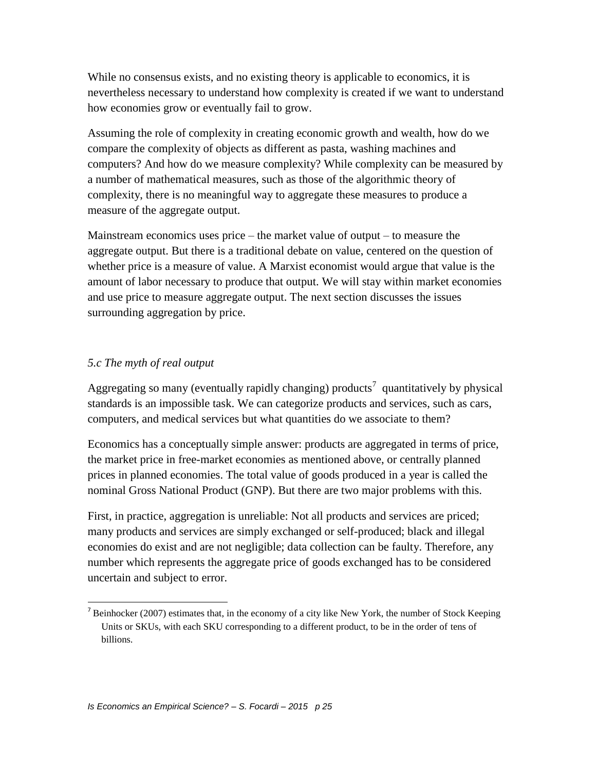While no consensus exists, and no existing theory is applicable to economics, it is nevertheless necessary to understand how complexity is created if we want to understand how economies grow or eventually fail to grow.

Assuming the role of complexity in creating economic growth and wealth, how do we compare the complexity of objects as different as pasta, washing machines and computers? And how do we measure complexity? While complexity can be measured by a number of mathematical measures, such as those of the algorithmic theory of complexity, there is no meaningful way to aggregate these measures to produce a measure of the aggregate output.

Mainstream economics uses price – the market value of output – to measure the aggregate output. But there is a traditional debate on value, centered on the question of whether price is a measure of value. A Marxist economist would argue that value is the amount of labor necessary to produce that output. We will stay within market economies and use price to measure aggregate output. The next section discusses the issues surrounding aggregation by price.

### *5.c The myth of real output*

Aggregating so many (eventually rapidly changing) products[7] quantitatively by physical standards is an impossible task. We can categorize products and services, such as cars, computers, and medical services but what quantities do we associate to them?

Economics has a conceptually simple answer: products are aggregated in terms of price, the market price in free-market economies as mentioned above, or centrally planned prices in planned economies. The total value of goods produced in a year is called the nominal Gross National Product (GNP). But there are two major problems with this.

First, in practice, aggregation is unreliable: Not all products and services are priced; many products and services are simply exchanged or self-produced; black and illegal economies do exist and are not negligible; data collection can be faulty. Therefore, any number which represents the aggregate price of goods exchanged has to be considered uncertain and subject to error.

[7] Beinhocker (2007) estimates that, in the economy of a city like New York, the number of Stock Keeping Units or SKUs, with each SKU corresponding to a different product, to be in the order of tens of billions.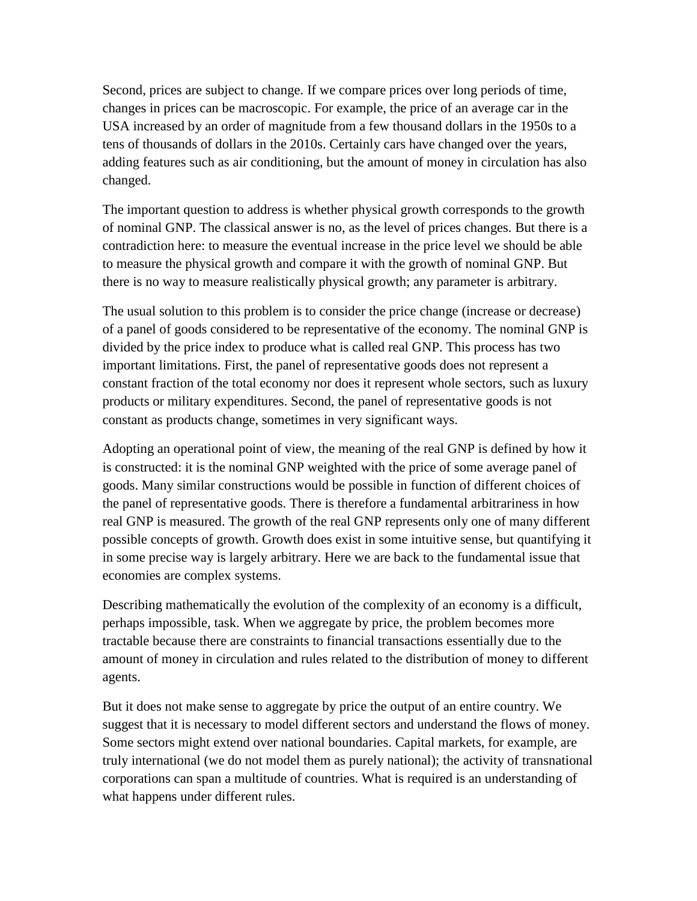Second, prices are subject to change. If we compare prices over long periods of time, changes in prices can be macroscopic. For example, the price of an average car in the USA increased by an order of magnitude from a few thousand dollars in the 1950s to a tens of thousands of dollars in the 2010s. Certainly cars have changed over the years, adding features such as air conditioning, but the amount of money in circulation has also changed.

The important question to address is whether physical growth corresponds to the growth of nominal GNP. The classical answer is no, as the level of prices changes. But there is a contradiction here: to measure the eventual increase in the price level we should be able to measure the physical growth and compare it with the growth of nominal GNP. But there is no way to measure realistically physical growth; any parameter is arbitrary.

The usual solution to this problem is to consider the price change (increase or decrease) of a panel of goods considered to be representative of the economy. The nominal GNP is divided by the price index to produce what is called real GNP. This process has two important limitations. First, the panel of representative goods does not represent a constant fraction of the total economy nor does it represent whole sectors, such as luxury products or military expenditures. Second, the panel of representative goods is not constant as products change, sometimes in very significant ways.

Adopting an operational point of view, the meaning of the real GNP is defined by how it is constructed: it is the nominal GNP weighted with the price of some average panel of goods. Many similar constructions would be possible in function of different choices of the panel of representative goods. There is therefore a fundamental arbitrariness in how real GNP is measured. The growth of the real GNP represents only one of many different possible concepts of growth. Growth does exist in some intuitive sense, but quantifying it in some precise way is largely arbitrary. Here we are back to the fundamental issue that economies are complex systems.

Describing mathematically the evolution of the complexity of an economy is a difficult, perhaps impossible, task. When we aggregate by price, the problem becomes more tractable because there are constraints to financial transactions essentially due to the amount of money in circulation and rules related to the distribution of money to different agents.

But it does not make sense to aggregate by price the output of an entire country. We suggest that it is necessary to model different sectors and understand the flows of money. Some sectors might extend over national boundaries. Capital markets, for example, are truly international (we do not model them as purely national); the activity of transnational corporations can span a multitude of countries. What is required is an understanding of what happens under different rules.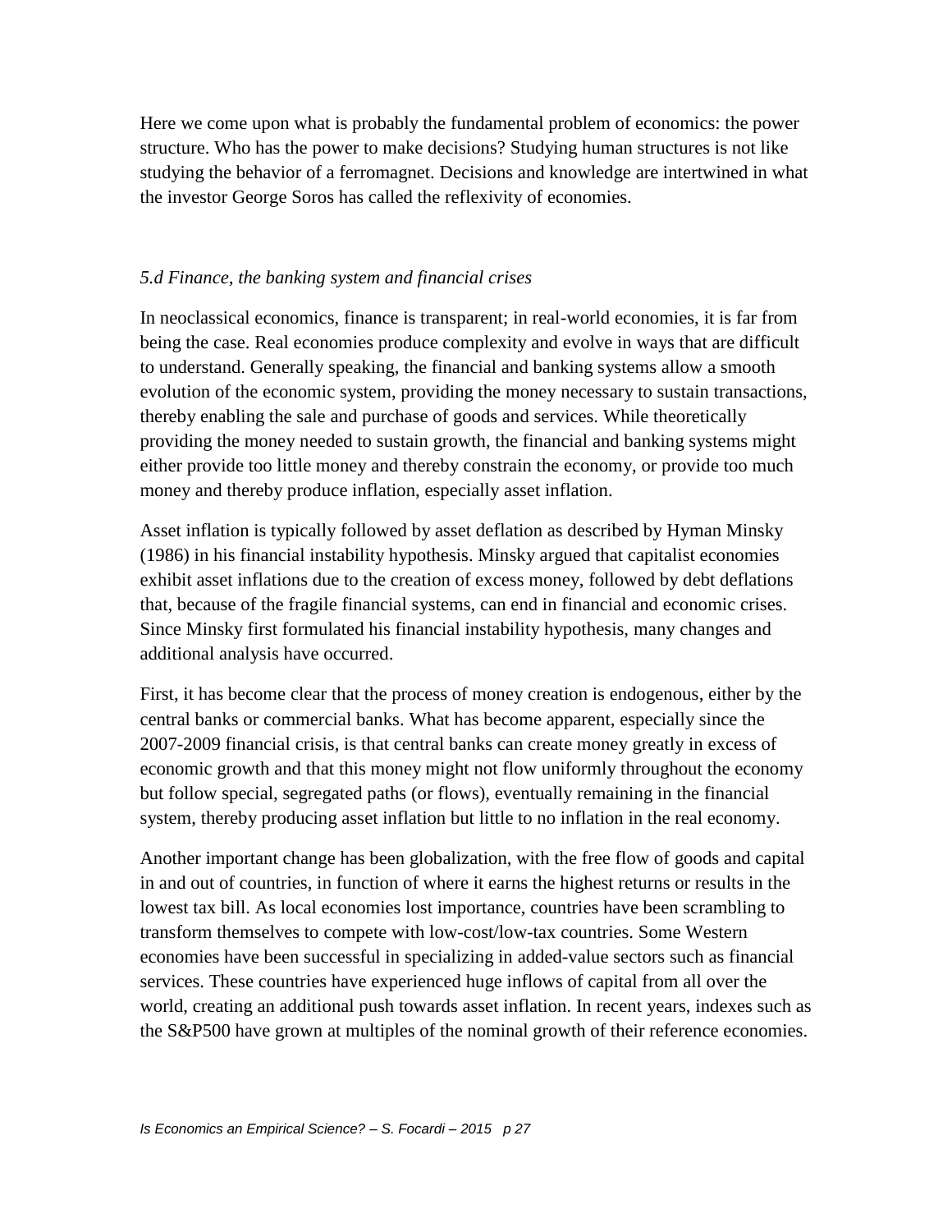Here we come upon what is probably the fundamental problem of economics: the power structure. Who has the power to make decisions? Studying human structures is not like studying the behavior of a ferromagnet. Decisions and knowledge are intertwined in what the investor George Soros has called the reflexivity of economies.

### *5.d Finance, the banking system and financial crises*

In neoclassical economics, finance is transparent; in real-world economies, it is far from being the case. Real economies produce complexity and evolve in ways that are difficult to understand. Generally speaking, the financial and banking systems allow a smooth evolution of the economic system, providing the money necessary to sustain transactions, thereby enabling the sale and purchase of goods and services. While theoretically providing the money needed to sustain growth, the financial and banking systems might either provide too little money and thereby constrain the economy, or provide too much money and thereby produce inflation, especially asset inflation.

Asset inflation is typically followed by asset deflation as described by Hyman Minsky (1986) in his financial instability hypothesis. Minsky argued that capitalist economies exhibit asset inflations due to the creation of excess money, followed by debt deflations that, because of the fragile financial systems, can end in financial and economic crises. Since Minsky first formulated his financial instability hypothesis, many changes and additional analysis have occurred.

First, it has become clear that the process of money creation is endogenous, either by the central banks or commercial banks. What has become apparent, especially since the 2007-2009 financial crisis, is that central banks can create money greatly in excess of economic growth and that this money might not flow uniformly throughout the economy but follow special, segregated paths (or flows), eventually remaining in the financial system, thereby producing asset inflation but little to no inflation in the real economy.

Another important change has been globalization, with the free flow of goods and capital in and out of countries, in function of where it earns the highest returns or results in the lowest tax bill. As local economies lost importance, countries have been scrambling to transform themselves to compete with low-cost/low-tax countries. Some Western economies have been successful in specializing in added-value sectors such as financial services. These countries have experienced huge inflows of capital from all over the world, creating an additional push towards asset inflation. In recent years, indexes such as the S&P500 have grown at multiples of the nominal growth of their reference economies.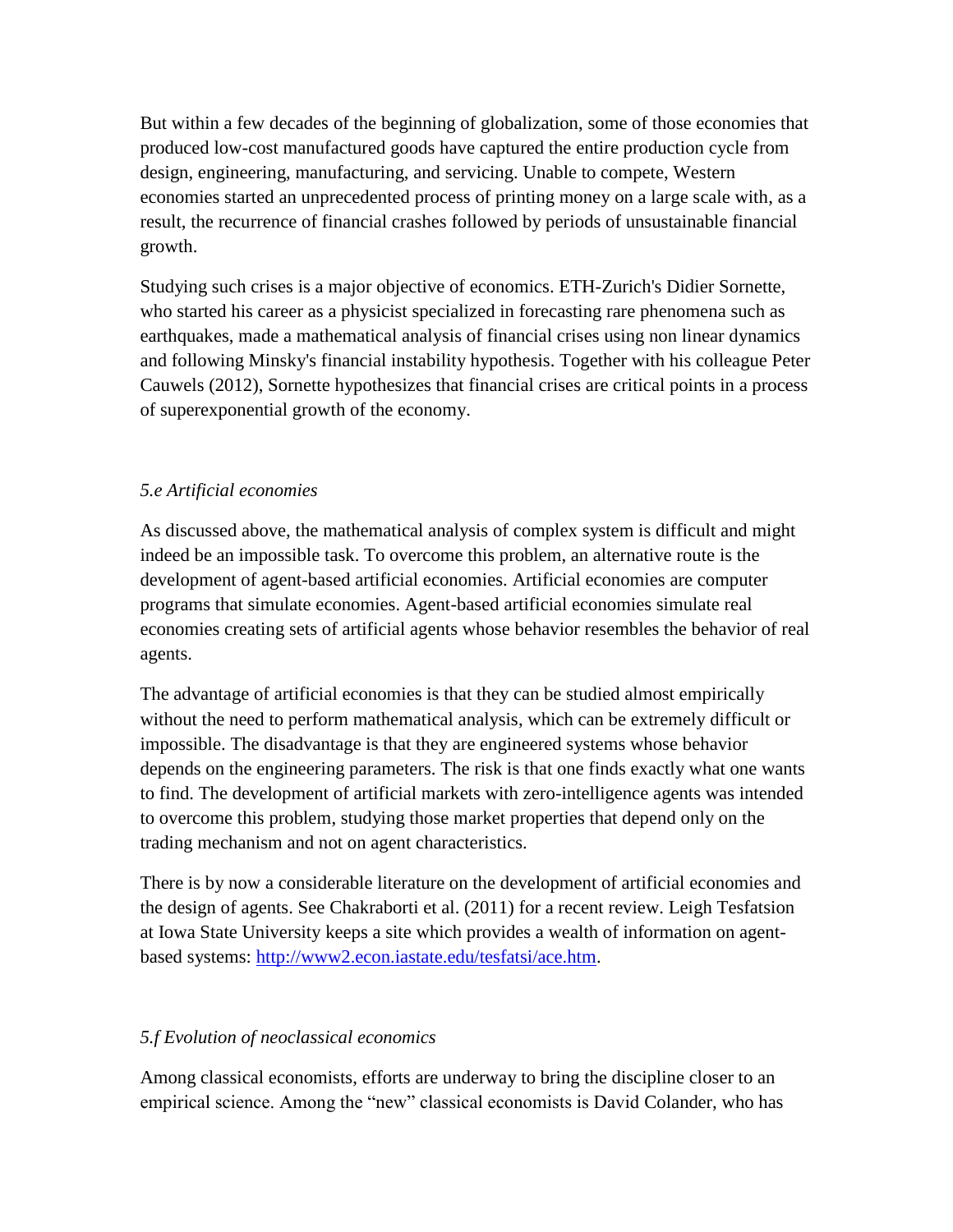But within a few decades of the beginning of globalization, some of those economies that produced low-cost manufactured goods have captured the entire production cycle from design, engineering, manufacturing, and servicing. Unable to compete, Western economies started an unprecedented process of printing money on a large scale with, as a result, the recurrence of financial crashes followed by periods of unsustainable financial growth.

Studying such crises is a major objective of economics. ETH-Zurich's Didier Sornette, who started his career as a physicist specialized in forecasting rare phenomena such as earthquakes, made a mathematical analysis of financial crises using non linear dynamics and following Minsky's financial instability hypothesis. Together with his colleague Peter Cauwels (2012), Sornette hypothesizes that financial crises are critical points in a process of superexponential growth of the economy.

### *5.e Artificial economies*

As discussed above, the mathematical analysis of complex system is difficult and might indeed be an impossible task. To overcome this problem, an alternative route is the development of agent-based artificial economies. Artificial economies are computer programs that simulate economies. Agent-based artificial economies simulate real economies creating sets of artificial agents whose behavior resembles the behavior of real agents.

The advantage of artificial economies is that they can be studied almost empirically without the need to perform mathematical analysis, which can be extremely difficult or impossible. The disadvantage is that they are engineered systems whose behavior depends on the engineering parameters. The risk is that one finds exactly what one wants to find. The development of artificial markets with zero-intelligence agents was intended to overcome this problem, studying those market properties that depend only on the trading mechanism and not on agent characteristics.

There is by now a considerable literature on the development of artificial economies and the design of agents. See Chakraborti et al. (2011) for a recent review. Leigh Tesfatsion at Iowa State University keeps a site which provides a wealth of information on agent-based systems: [http://www2.econ.iastate.edu/tesfatsi/ace.htm](http://www2.econ.iastate.edu/tesfatsi/ace.htm).

### *5.f Evolution of neoclassical economics*

Among classical economists, efforts are underway to bring the discipline closer to an empirical science. Among the "new" classical economists is David Colander, who has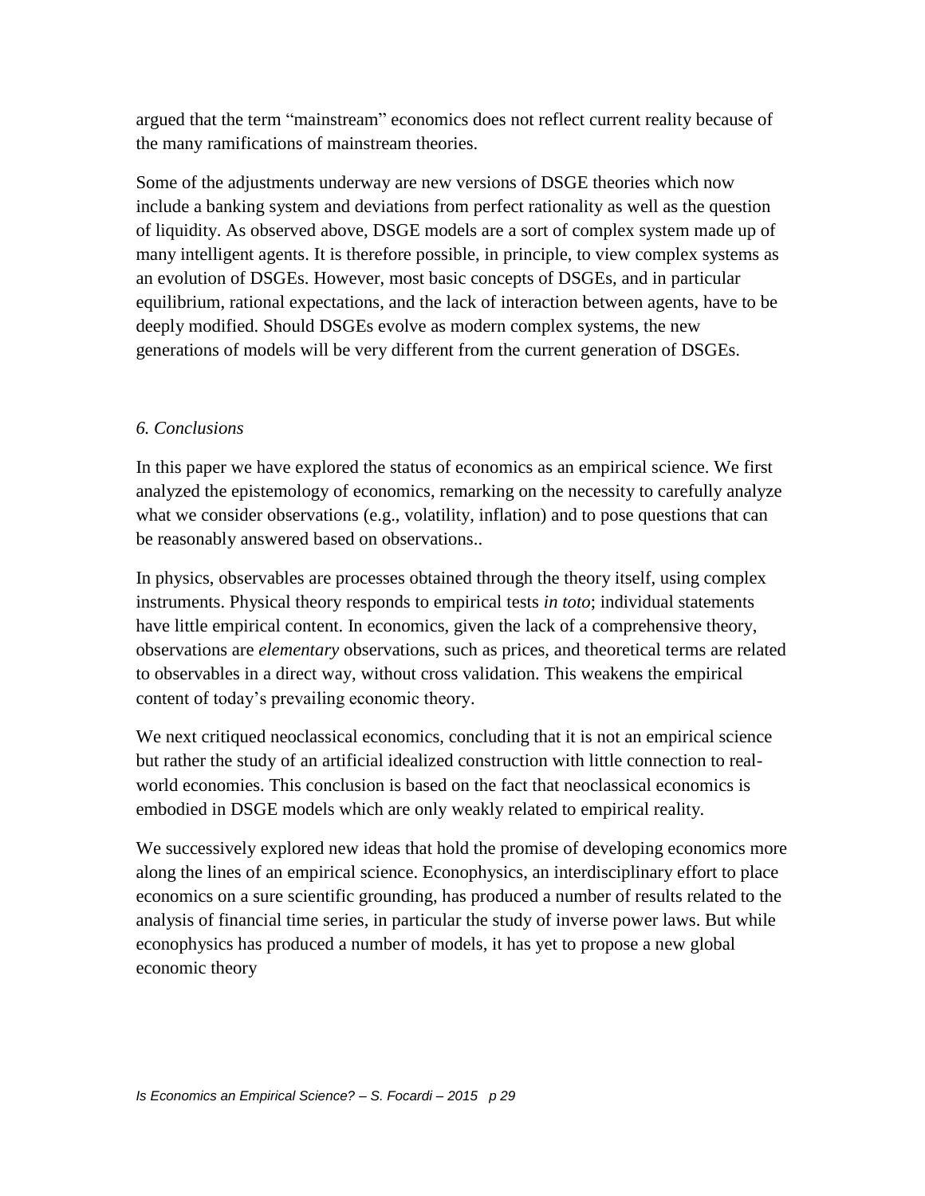argued that the term “mainstream” economics does not reflect current reality because of the many ramifications of mainstream theories.

Some of the adjustments underway are new versions of DSGE theories which now include a banking system and deviations from perfect rationality as well as the question of liquidity. As observed above, DSGE models are a sort of complex system made up of many intelligent agents. It is therefore possible, in principle, to view complex systems as an evolution of DSGEs. However, most basic concepts of DSGEs, and in particular equilibrium, rational expectations, and the lack of interaction between agents, have to be deeply modified. Should DSGEs evolve as modern complex systems, the new generations of models will be very different from the current generation of DSGEs.

### *6. Conclusions*

In this paper we have explored the status of economics as an empirical science. We first analyzed the epistemology of economics, remarking on the necessity to carefully analyze what we consider observations (e.g., volatility, inflation) and to pose questions that can be reasonably answered based on observations..

In physics, observables are processes obtained through the theory itself, using complex instruments. Physical theory responds to empirical tests *in toto*; individual statements have little empirical content. In economics, given the lack of a comprehensive theory, observations are *elementary* observations, such as prices, and theoretical terms are related to observables in a direct way, without cross validation. This weakens the empirical content of today’s prevailing economic theory.

We next critiqued neoclassical economics, concluding that it is not an empirical science but rather the study of an artificial idealized construction with little connection to real-world economies. This conclusion is based on the fact that neoclassical economics is embodied in DSGE models which are only weakly related to empirical reality.

We successively explored new ideas that hold the promise of developing economics more along the lines of an empirical science. Econophysics, an interdisciplinary effort to place economics on a sure scientific grounding, has produced a number of results related to the analysis of financial time series, in particular the study of inverse power laws. But while econophysics has produced a number of models, it has yet to propose a new global economic theory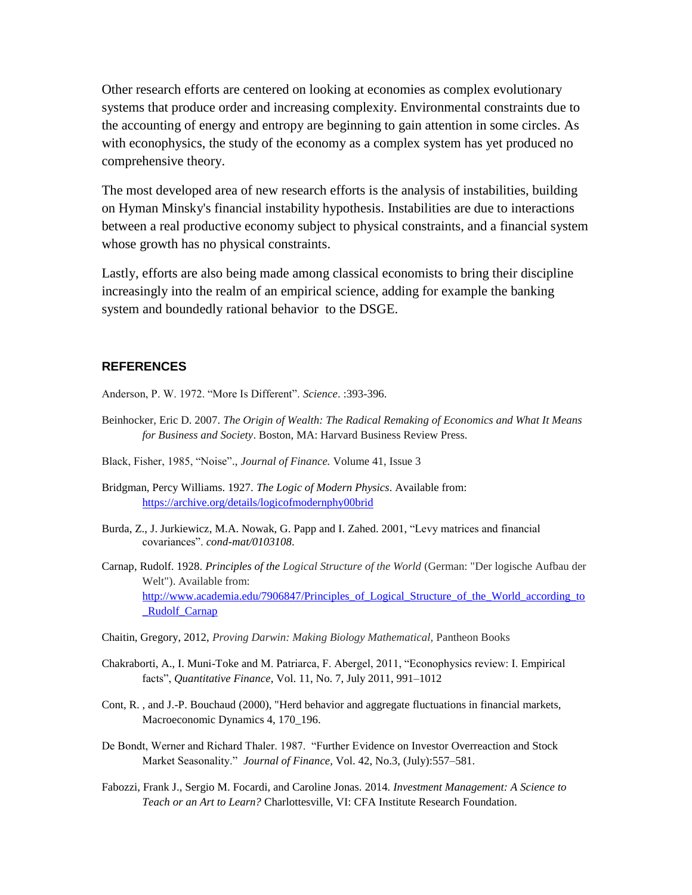Other research efforts are centered on looking at economies as complex evolutionary systems that produce order and increasing complexity. Environmental constraints due to the accounting of energy and entropy are beginning to gain attention in some circles. As with econophysics, the study of the economy as a complex system has yet produced no comprehensive theory.

The most developed area of new research efforts is the analysis of instabilities, building on Hyman Minsky's financial instability hypothesis. Instabilities are due to interactions between a real productive economy subject to physical constraints, and a financial system whose growth has no physical constraints.

Lastly, efforts are also being made among classical economists to bring their discipline increasingly into the realm of an empirical science, adding for example the banking system and boundedly rational behavior to the DSGE.

## REFERENCES

Anderson, P. W. 1972. "More Is Different". *Science*. :393-396.

Beinhocker, Eric D. 2007. *The Origin of Wealth: The Radical Remaking of Economics and What It Means for Business and Society*. Boston, MA: Harvard Business Review Press.

Black, Fisher, 1985, "Noise"., *Journal of Finance.* Volume 41, Issue 3

Bridgman, Percy Williams. 1927. *The Logic of Modern Physics*. Available from: https://archive.org/details/logicofmodernphy00brid

Burda, Z., J. Jurkiewicz, M.A. Nowak, G. Papp and I. Zahed. 2001, "Levy matrices and financial covariances". *cond-mat/0103108*.

Carnap, Rudolf. 1928. *Principles of the Logical Structure of the World* (German: "Der logische Aufbau der Welt"). Available from: http://www.academia.edu/7906847/Principles_of_Logical_Structure_of_the_World_according_to_Rudolf_Carnap

Chaitin, Gregory, 2012, *Proving Darwin: Making Biology Mathematical,* Pantheon Books

Chakraborti, A., I. Muni-Toke and M. Patriarca, F. Abergel, 2011, "Econophysics review: I. Empirical facts", *Quantitative Finance*, Vol. 11, No. 7, July 2011, 991–1012

Cont, R. , and J.-P. Bouchaud (2000), "Herd behavior and aggregate fluctuations in financial markets, Macroeconomic Dynamics 4, 170_196.

De Bondt, Werner and Richard Thaler. 1987. "Further Evidence on Investor Overreaction and Stock Market Seasonality." *Journal of Finance*, Vol. 42, No.3, (July):557–581.

Fabozzi, Frank J., Sergio M. Focardi, and Caroline Jonas. 2014. *Investment Management: A Science to Teach or an Art to Learn?* Charlottesville, VI: CFA Institute Research Foundation.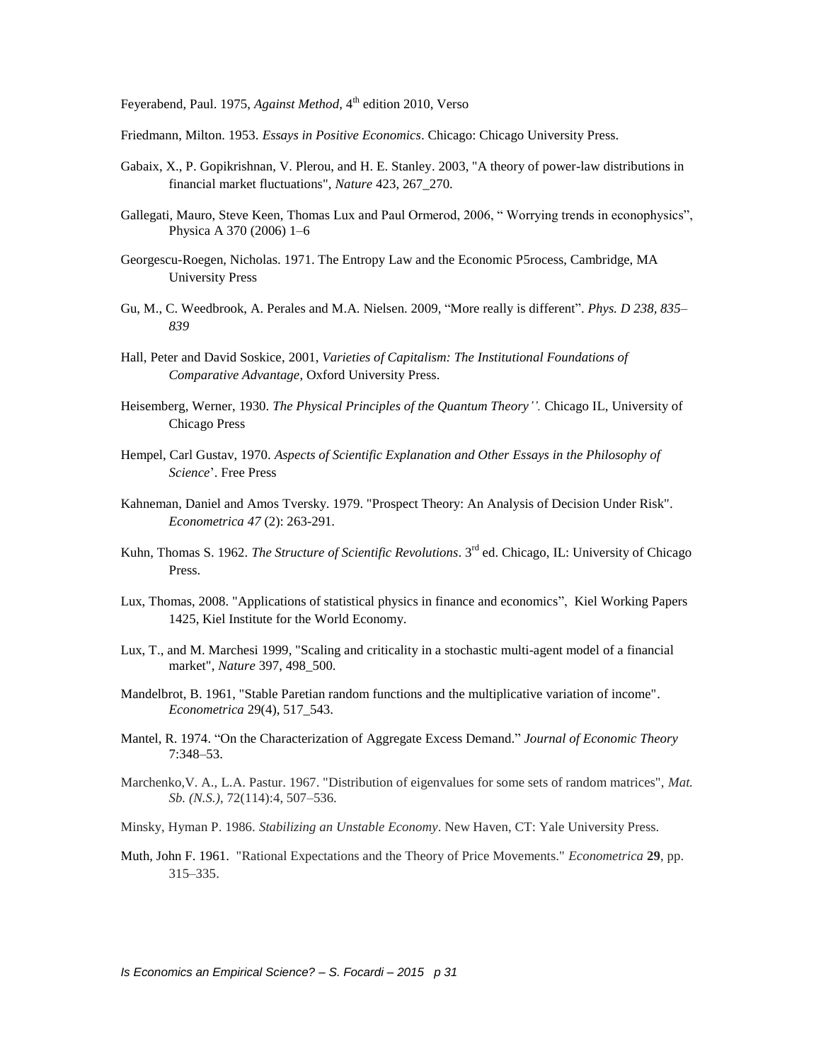Feyerabend, Paul. 1975, *Against Method*, 4th edition 2010, Verso

Friedmann, Milton. 1953. *Essays in Positive Economics*. Chicago: Chicago University Press.

Gabaix, X., P. Gopikrishnan, V. Plerou, and H. E. Stanley. 2003, "A theory of power-law distributions in financial market fluctuations", *Nature* 423, 267_270.

Gallegati, Mauro, Steve Keen, Thomas Lux and Paul Ormerod, 2006, " Worrying trends in econophysics", Physica A 370 (2006) 1–6

Georgescu-Roegen, Nicholas. 1971. The Entropy Law and the Economic P5rocess, Cambridge, MA University Press

Gu, M., C. Weedbrook, A. Perales and M.A. Nielsen. 2009, "More really is different". *Phys. D 238, 835–839*

Hall, Peter and David Soskice, 2001, *Varieties of Capitalism: The Institutional Foundations of Comparative Advantage*, Oxford University Press.

Heisemberg, Werner, 1930. *The Physical Principles of the Quantum Theory''.* Chicago IL, University of Chicago Press

Hempel, Carl Gustav, 1970. *Aspects of Scientific Explanation and Other Essays in the Philosophy of Science*'. Free Press

Kahneman, Daniel and Amos Tversky. 1979. "Prospect Theory: An Analysis of Decision Under Risk". *Econometrica 47* (2): 263-291.

Kuhn, Thomas S. 1962. *The Structure of Scientific Revolutions*. 3rd ed. Chicago, IL: University of Chicago Press.

Lux, Thomas, 2008. "Applications of statistical physics in finance and economics", Kiel Working Papers 1425, Kiel Institute for the World Economy.

Lux, T., and M. Marchesi 1999, "Scaling and criticality in a stochastic multi-agent model of a financial market", *Nature* 397, 498_500.

Mandelbrot, B. 1961, "Stable Paretian random functions and the multiplicative variation of income". *Econometrica* 29(4), 517_543.

Mantel, R. 1974. "On the Characterization of Aggregate Excess Demand." *Journal of Economic Theory* 7:348–53.

Marchenko,V. A., L.A. Pastur. 1967. "Distribution of eigenvalues for some sets of random matrices", *Mat. Sb. (N.S.)*, 72(114):4, 507–536.

Minsky, Hyman P. 1986. *Stabilizing an Unstable Economy*. New Haven, CT: Yale University Press.

Muth, John F. 1961. "Rational Expectations and the Theory of Price Movements." *Econometrica* **29**, pp. 315–335.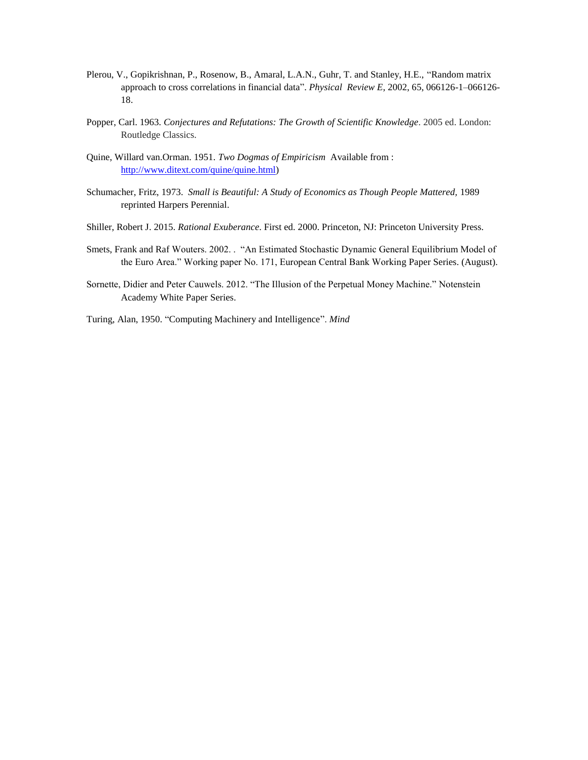Plerou, V., Gopikrishnan, P., Rosenow, B., Amaral, L.A.N., Guhr, T. and Stanley, H.E., "Random matrix approach to cross correlations in financial data". *Physical Review E*, 2002, 65, 066126-1–066126-18.

Popper, Carl. 1963. *Conjectures and Refutations: The Growth of Scientific Knowledge*. 2005 ed. London: Routledge Classics.

Quine, Willard van.Orman. 1951. *Two Dogmas of Empiricism* Available from : http://www.ditext.com/quine/quine.html)

Schumacher, Fritz, 1973. *Small is Beautiful: A Study of Economics as Though People Mattered,* 1989 reprinted Harpers Perennial.

Shiller, Robert J. 2015. *Rational Exuberance*. First ed. 2000. Princeton, NJ: Princeton University Press.

Smets, Frank and Raf Wouters. 2002. . "An Estimated Stochastic Dynamic General Equilibrium Model of the Euro Area." Working paper No. 171, European Central Bank Working Paper Series. (August).

Sornette, Didier and Peter Cauwels. 2012. "The Illusion of the Perpetual Money Machine." Notenstein Academy White Paper Series.

Turing, Alan, 1950. "Computing Machinery and Intelligence". *Mind*